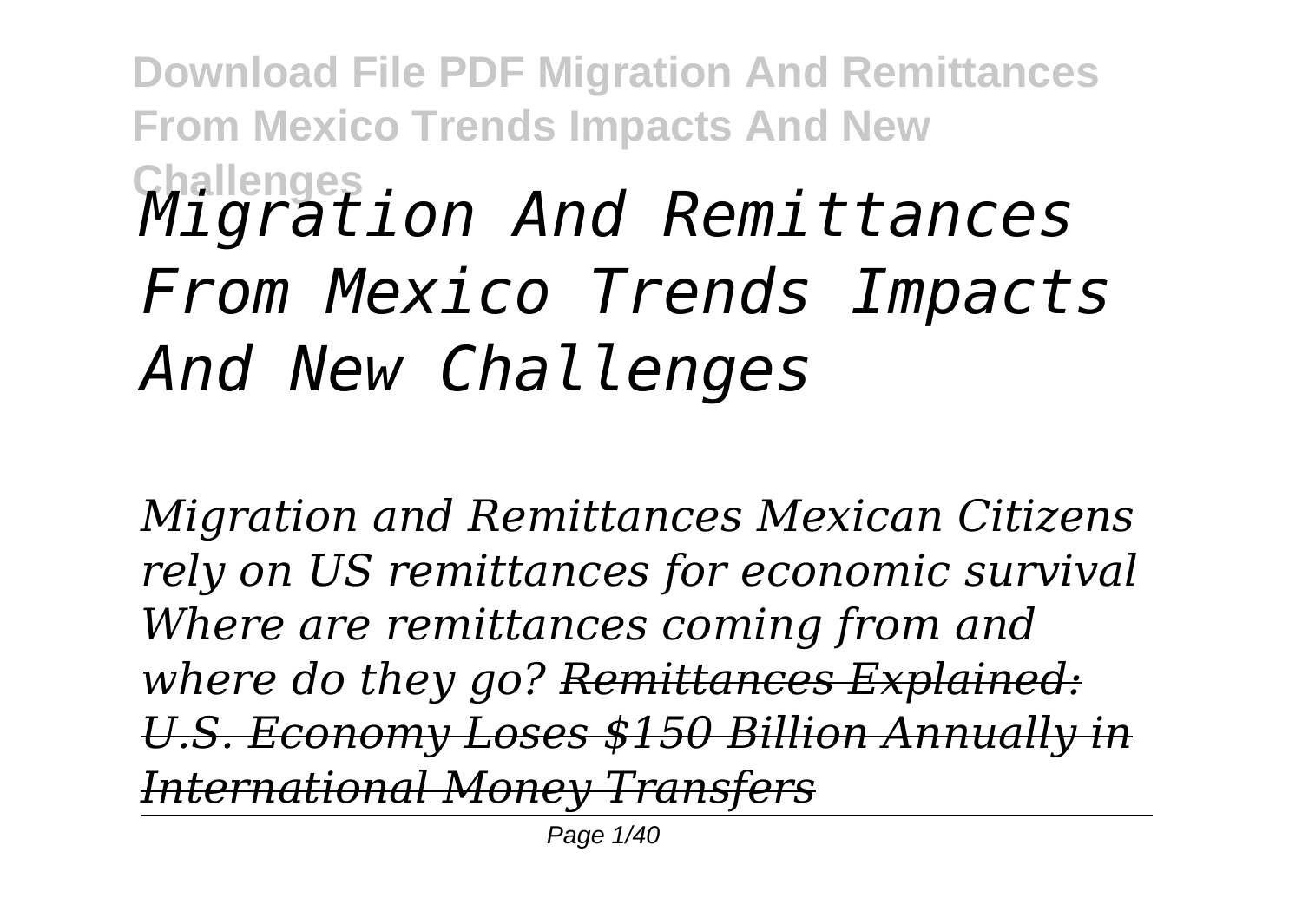**Download File PDF Migration And Remittances From Mexico Trends Impacts And New Challenges**

# *Migration And Remittances From Mexico Trends Impacts And New Challenges*

*Migration and Remittances Mexican Citizens rely on US remittances for economic survival Where are remittances coming from and where do they go? ~~Remittances Explained: U.S. Economy Loses $150 Billion Annually in International Money Transfers~~*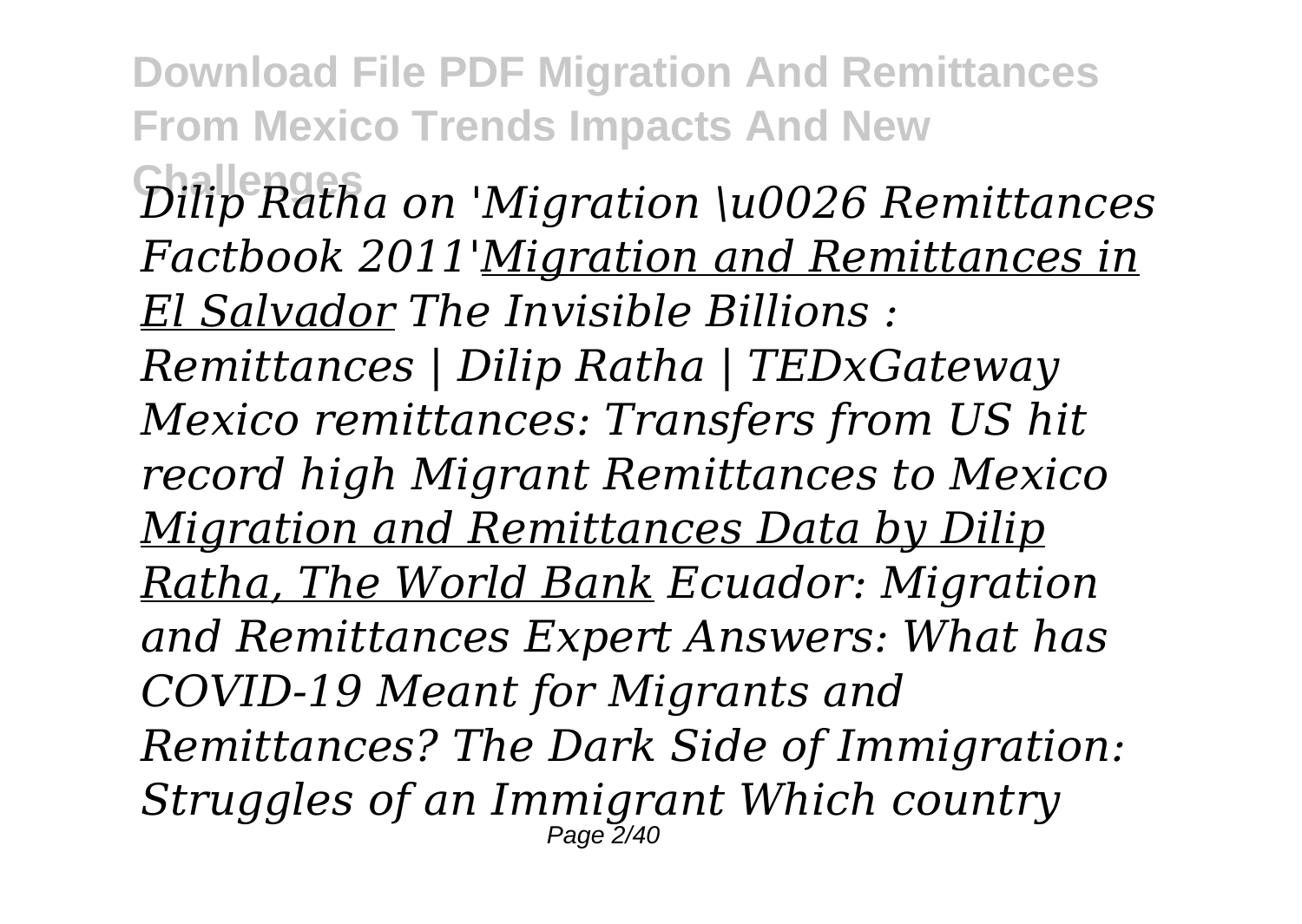*Dilip Ratha on 'Migration \u0026 Remittances Factbook 2011'Migration and Remittances in El Salvador The Invisible Billions : Remittances | Dilip Ratha | TEDxGateway Mexico remittances: Transfers from US hit record high Migrant Remittances to Mexico Migration and Remittances Data by Dilip Ratha, The World Bank Ecuador: Migration and Remittances Expert Answers: What has COVID-19 Meant for Migrants and Remittances? The Dark Side of Immigration: Struggles of an Immigrant Which country*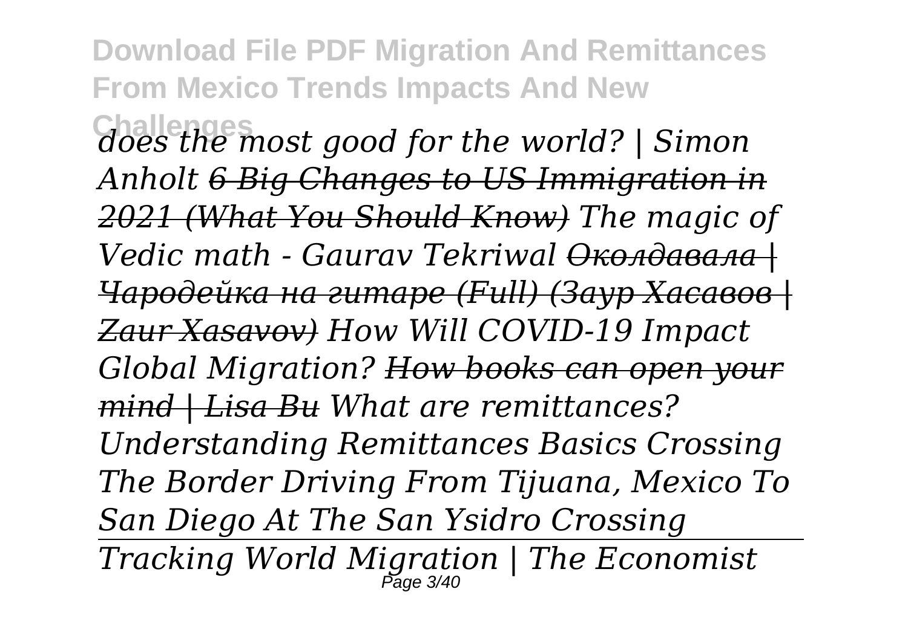*does the most good for the world? | Simon Anholt ~~6 Big Changes to US Immigration in 2021 (What You Should Know)~~ The magic of Vedic math - Gaurav Tekriwal ~~Околдавала | Чародейка на гитаре (Full) (Заур Хасавов | Zaur Xasavov)~~ How Will COVID-19 Impact Global Migration? ~~How books can open your mind | Lisa Bu~~ What are remittances? Understanding Remittances Basics Crossing The Border Driving From Tijuana, Mexico To San Diego At The San Ysidro Crossing*

---

*Tracking World Migration | The Economist*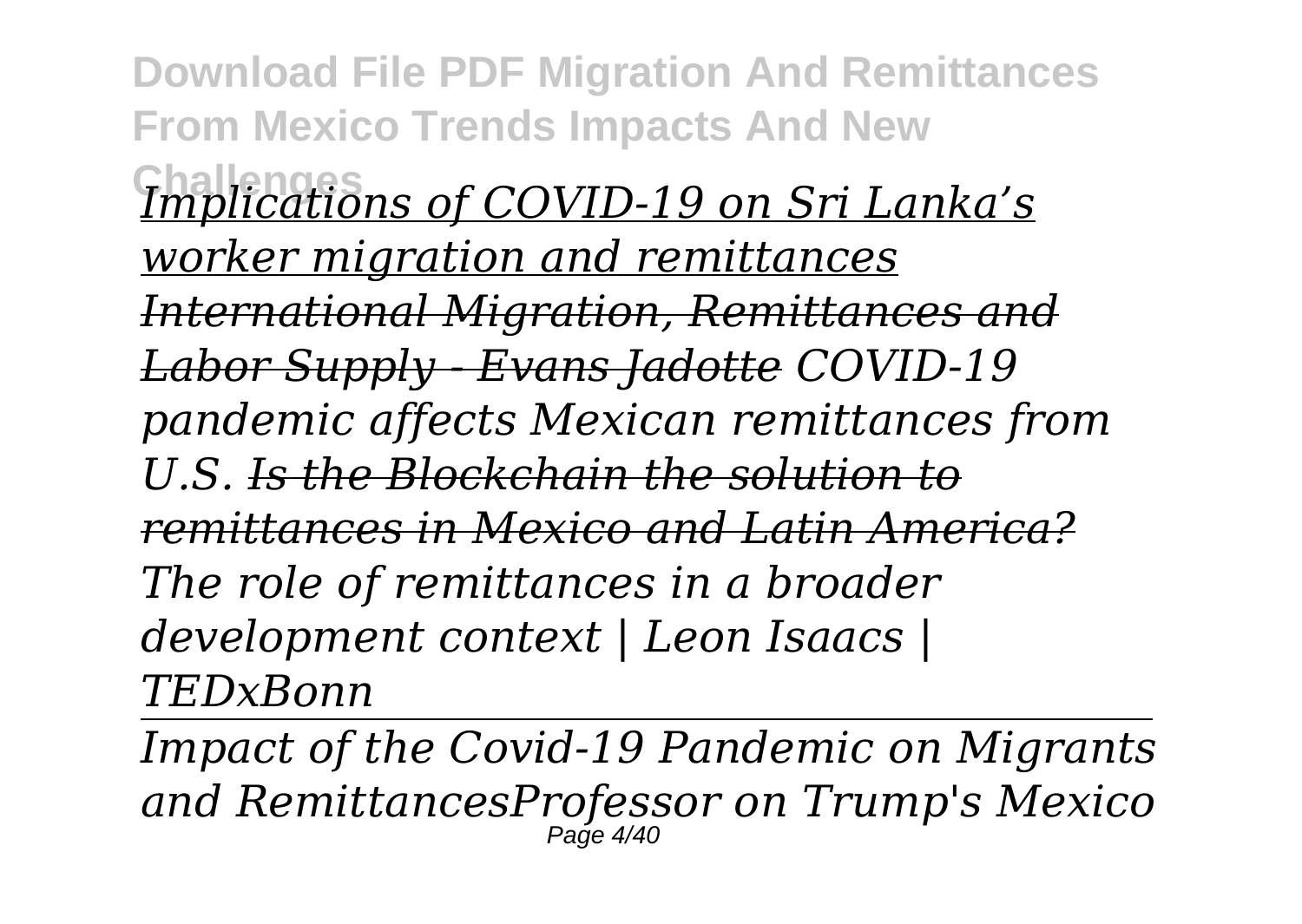*Implications of COVID-19 on Sri Lanka's worker migration and remittances*

*International Migration, Remittances and Labor Supply - Evans Jadotte*

*COVID-19 pandemic affects Mexican remittances from U.S.*

*Is the Blockchain the solution to remittances in Mexico and Latin America?*

*The role of remittances in a broader development context | Leon Isaacs | TEDxBonn*

---

*Impact of the Covid-19 Pandemic on Migrants and RemittancesProfessor on Trump's Mexico*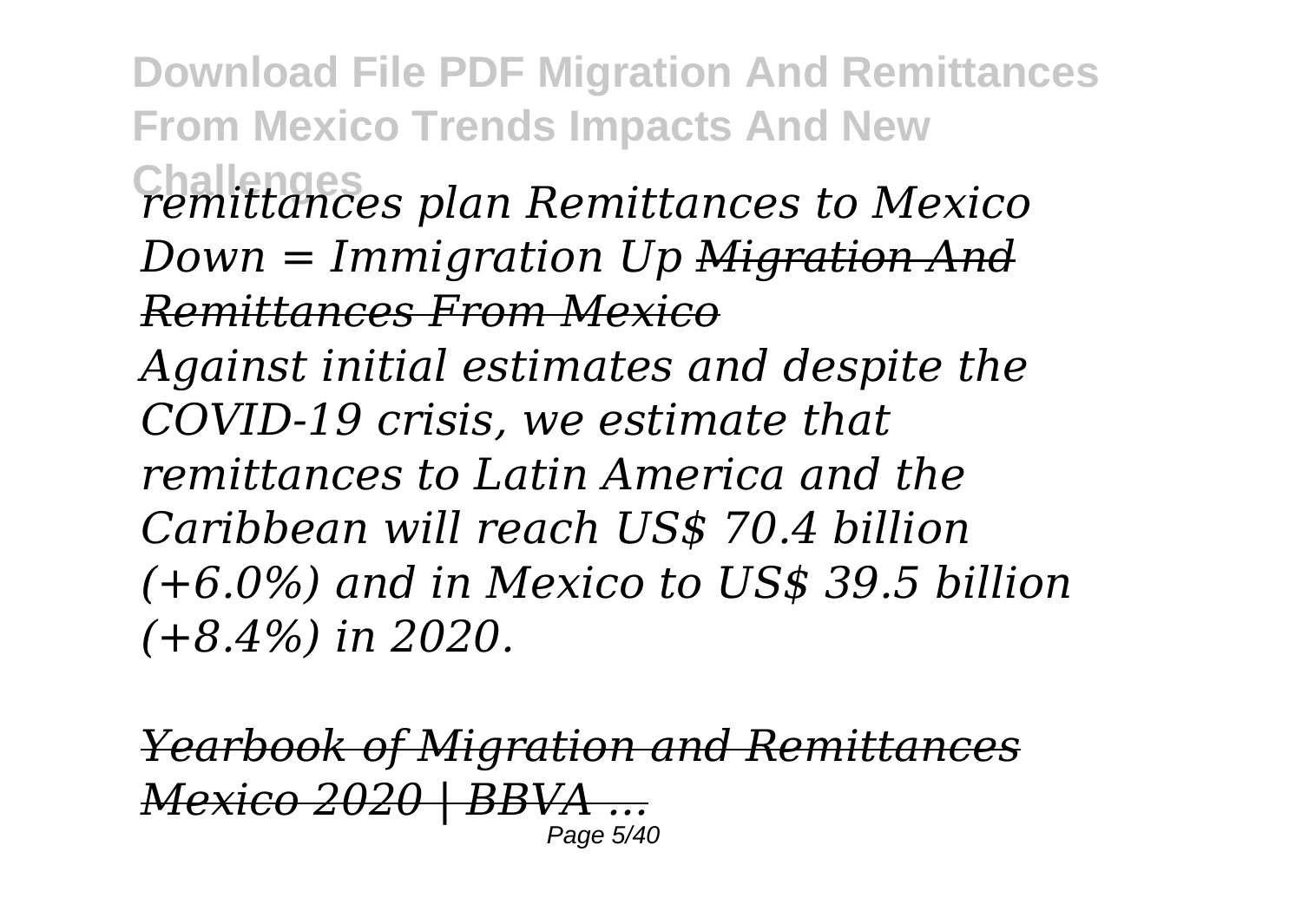*remittances plan Remittances to Mexico Down = Immigration Up* ***Migration And Remittances From Mexico***

*Against initial estimates and despite the COVID-19 crisis, we estimate that remittances to Latin America and the Caribbean will reach US$ 70.4 billion (+6.0%) and in Mexico to US$ 39.5 billion (+8.4%) in 2020.*

***Yearbook of Migration and Remittances Mexico 2020 | BBVA ...***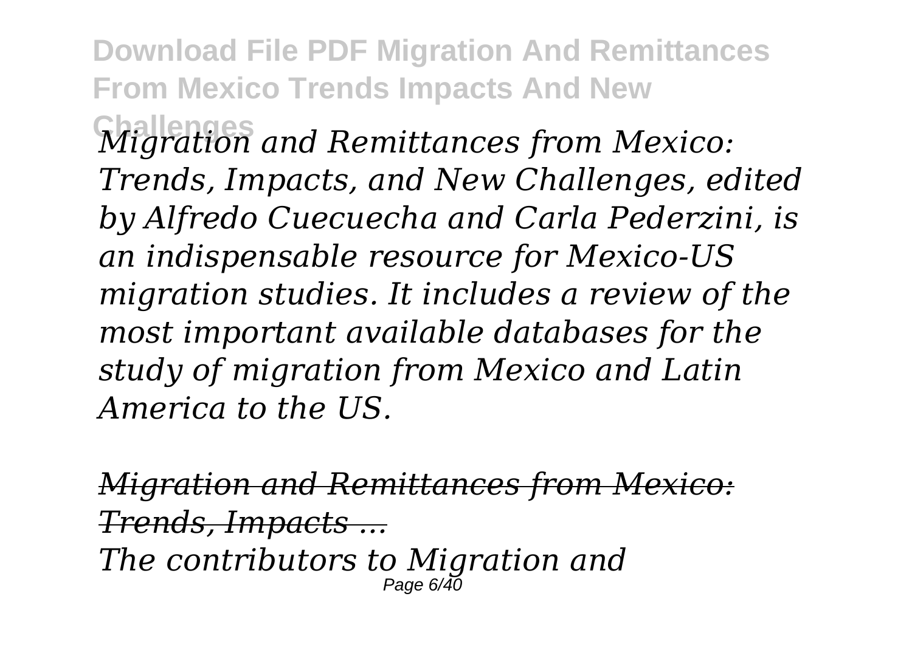*Migration and Remittances from Mexico: Trends, Impacts, and New Challenges, edited by Alfredo Cuecuecha and Carla Pederzini, is an indispensable resource for Mexico-US migration studies. It includes a review of the most important available databases for the study of migration from Mexico and Latin America to the US.*

*Migration and Remittances from Mexico: Trends, Impacts ...*

*The contributors to Migration and*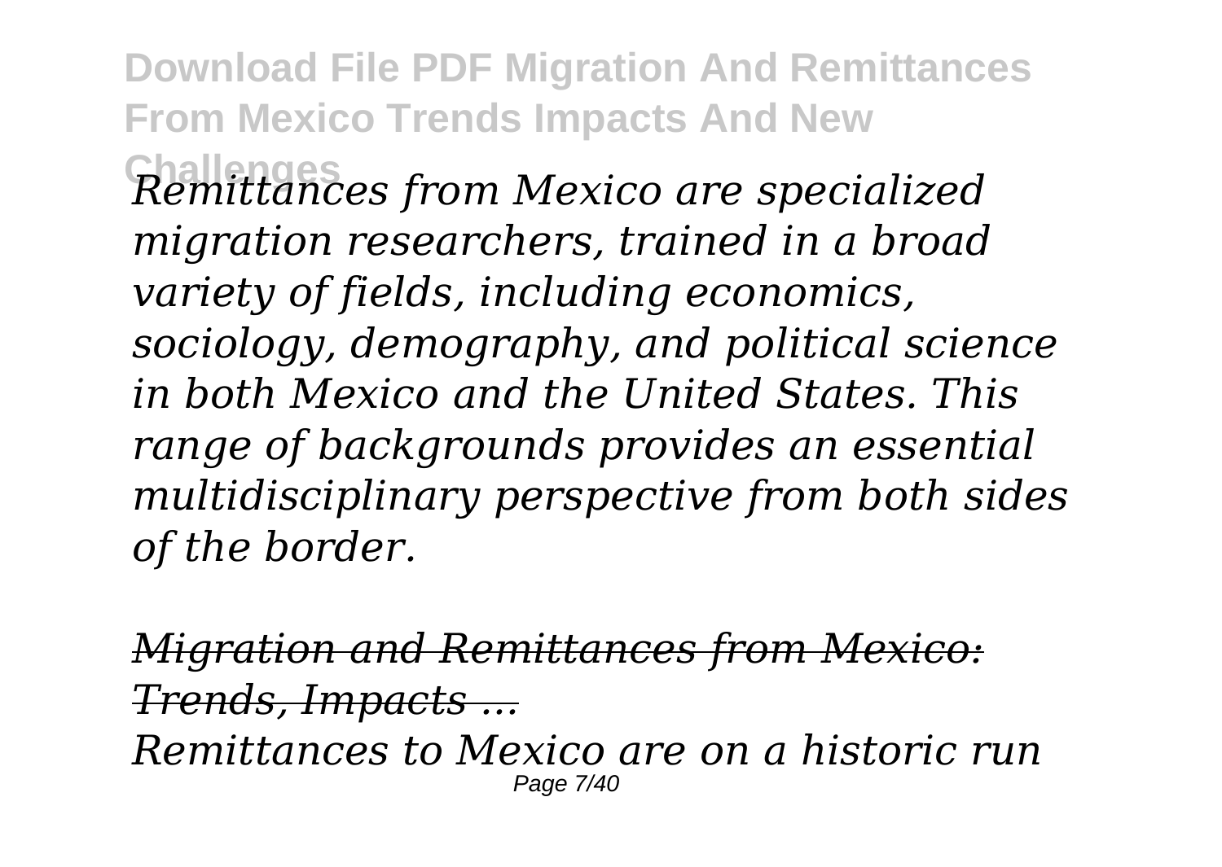*Remittances from Mexico are specialized migration researchers, trained in a broad variety of fields, including economics, sociology, demography, and political science in both Mexico and the United States. This range of backgrounds provides an essential multidisciplinary perspective from both sides of the border.*

*Migration and Remittances from Mexico: Trends, Impacts ...*

*Remittances to Mexico are on a historic run*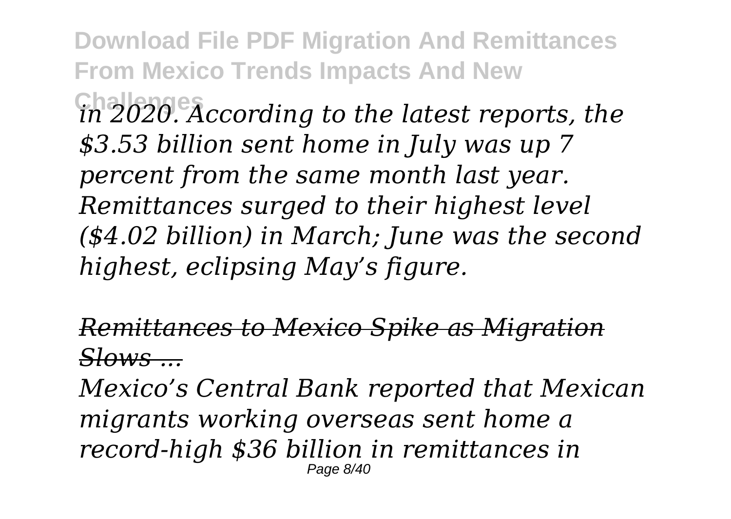*in 2020. According to the latest reports, the $3.53 billion sent home in July was up 7 percent from the same month last year. Remittances surged to their highest level ($4.02 billion) in March; June was the second highest, eclipsing May's figure.*

*Remittances to Mexico Spike as Migration Slows ...*

*Mexico's Central Bank reported that Mexican migrants working overseas sent home a record-high $36 billion in remittances in*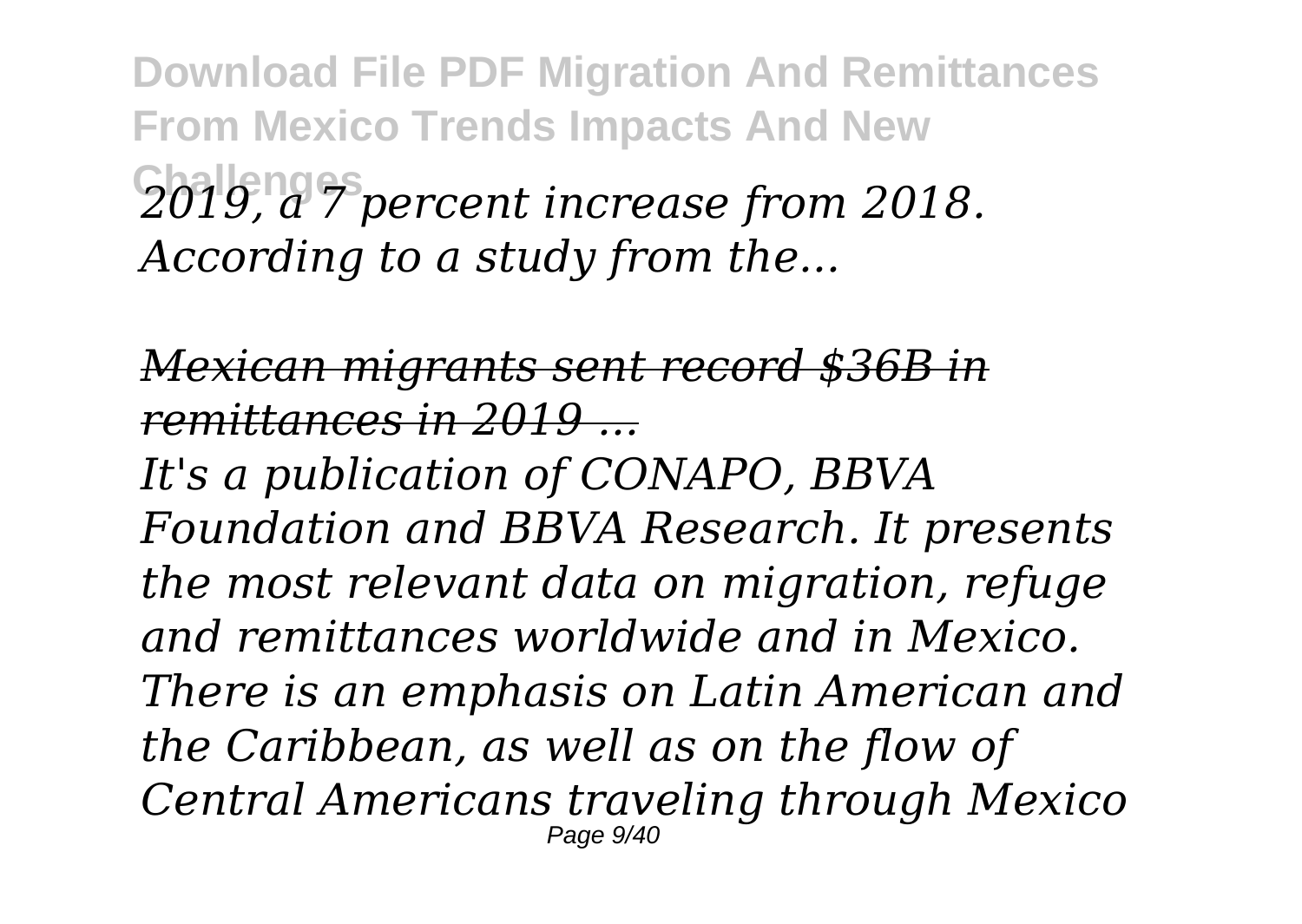*2019, a 7 percent increase from 2018. According to a study from the...*

*Mexican migrants sent record $36B in remittances in 2019 ...*

*It's a publication of CONAPO, BBVA Foundation and BBVA Research. It presents the most relevant data on migration, refuge and remittances worldwide and in Mexico. There is an emphasis on Latin American and the Caribbean, as well as on the flow of Central Americans traveling through Mexico*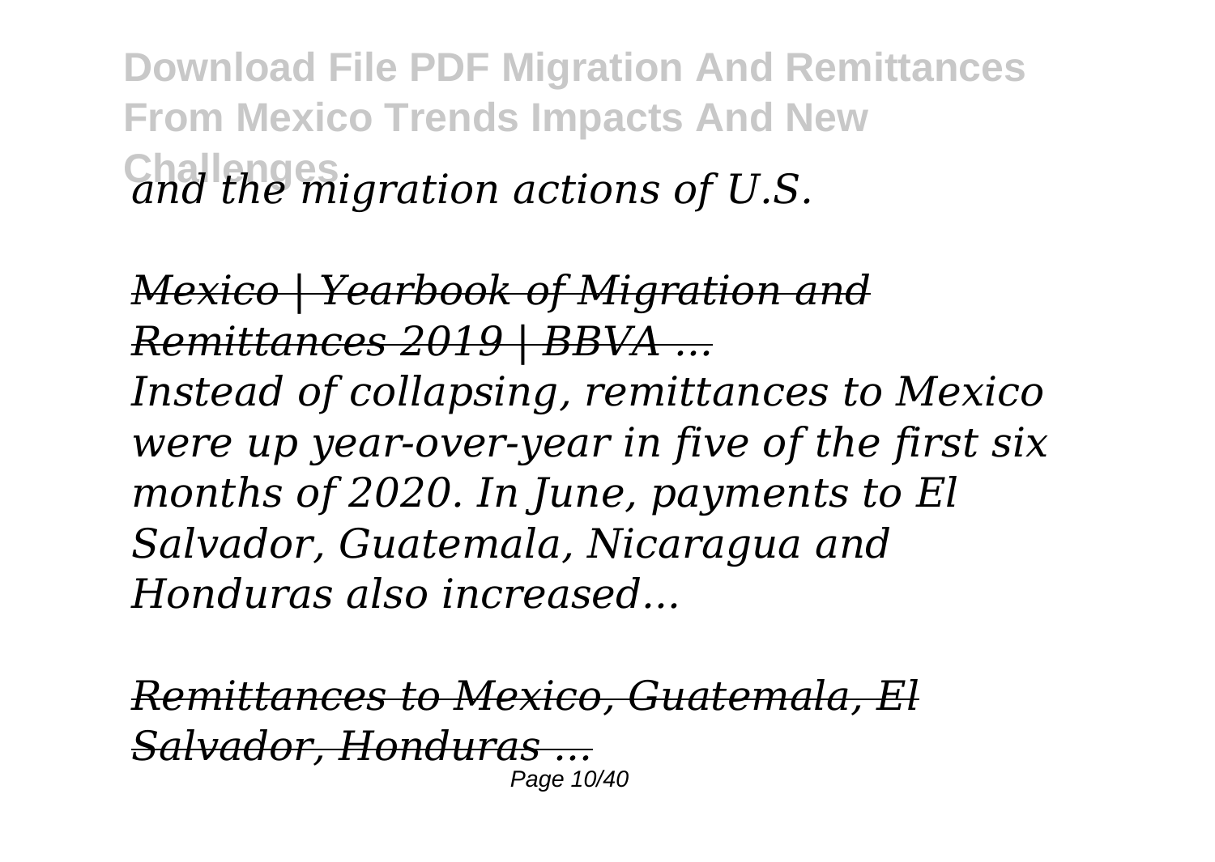*and the migration actions of U.S.*

*Mexico | Yearbook of Migration and Remittances 2019 | BBVA ...*

*Instead of collapsing, remittances to Mexico were up year-over-year in five of the first six months of 2020. In June, payments to El Salvador, Guatemala, Nicaragua and Honduras also increased...*

*Remittances to Mexico, Guatemala, El Salvador, Honduras ...*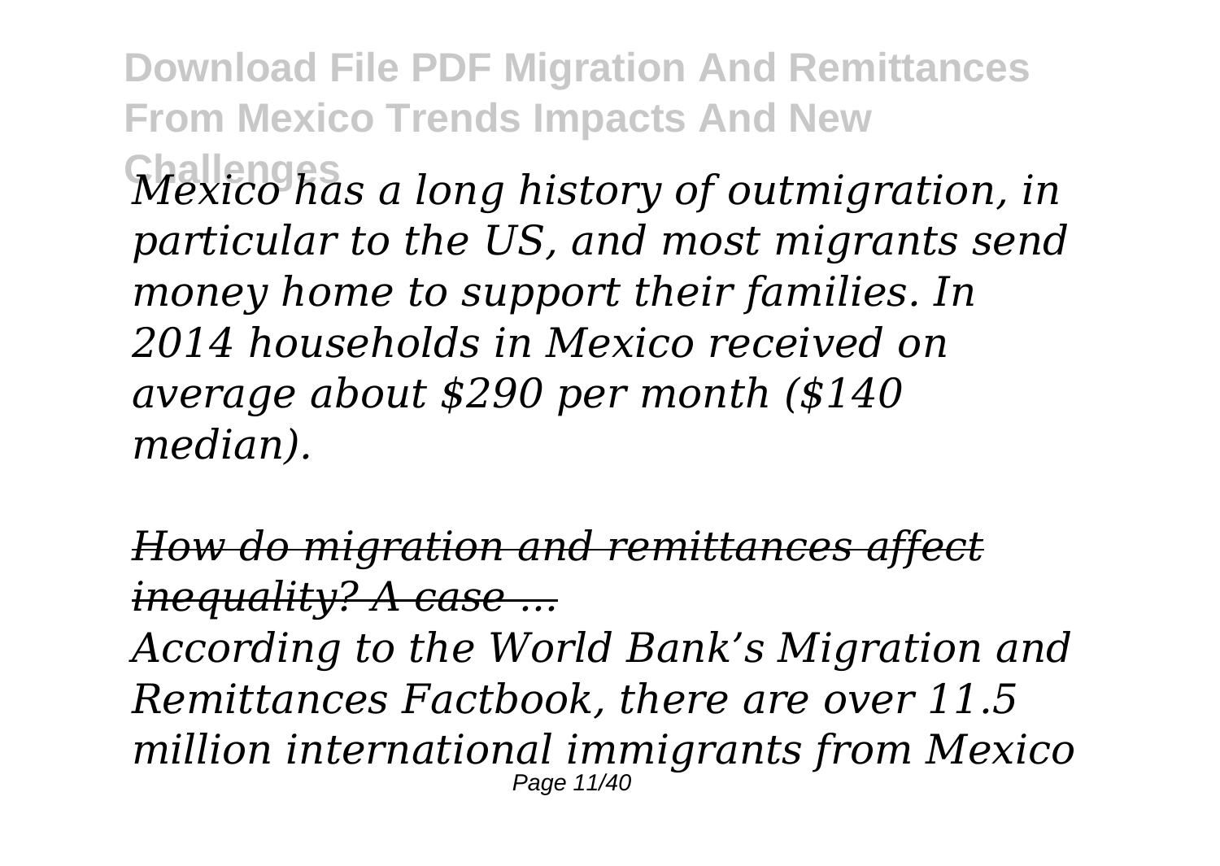*Mexico has a long history of outmigration, in particular to the US, and most migrants send money home to support their families. In 2014 households in Mexico received on average about $290 per month ($140 median).*

*How do migration and remittances affect inequality? A case ...*

*According to the World Bank's Migration and Remittances Factbook, there are over 11.5 million international immigrants from Mexico*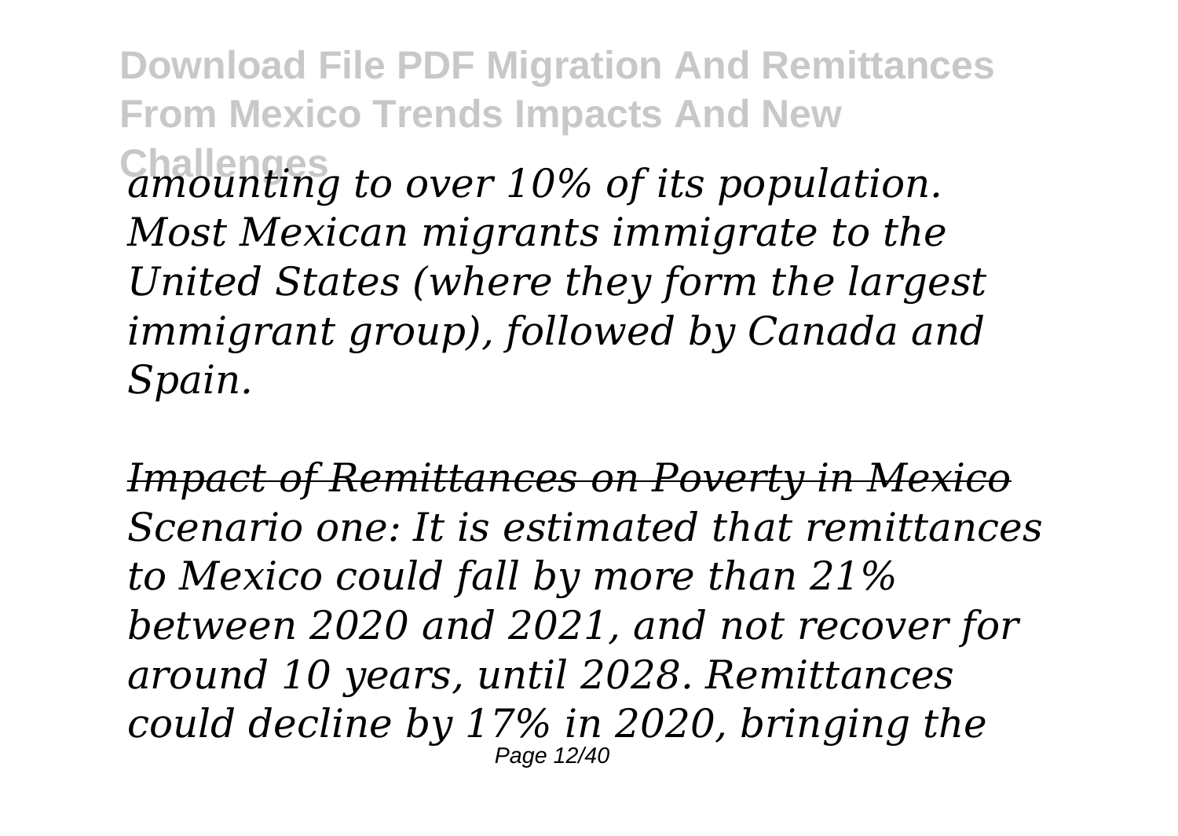*amounting to over 10% of its population. Most Mexican migrants immigrate to the United States (where they form the largest immigrant group), followed by Canada and Spain.*

*~~Impact of Remittances on Poverty in Mexico~~*

*Scenario one: It is estimated that remittances to Mexico could fall by more than 21% between 2020 and 2021, and not recover for around 10 years, until 2028. Remittances could decline by 17% in 2020, bringing the*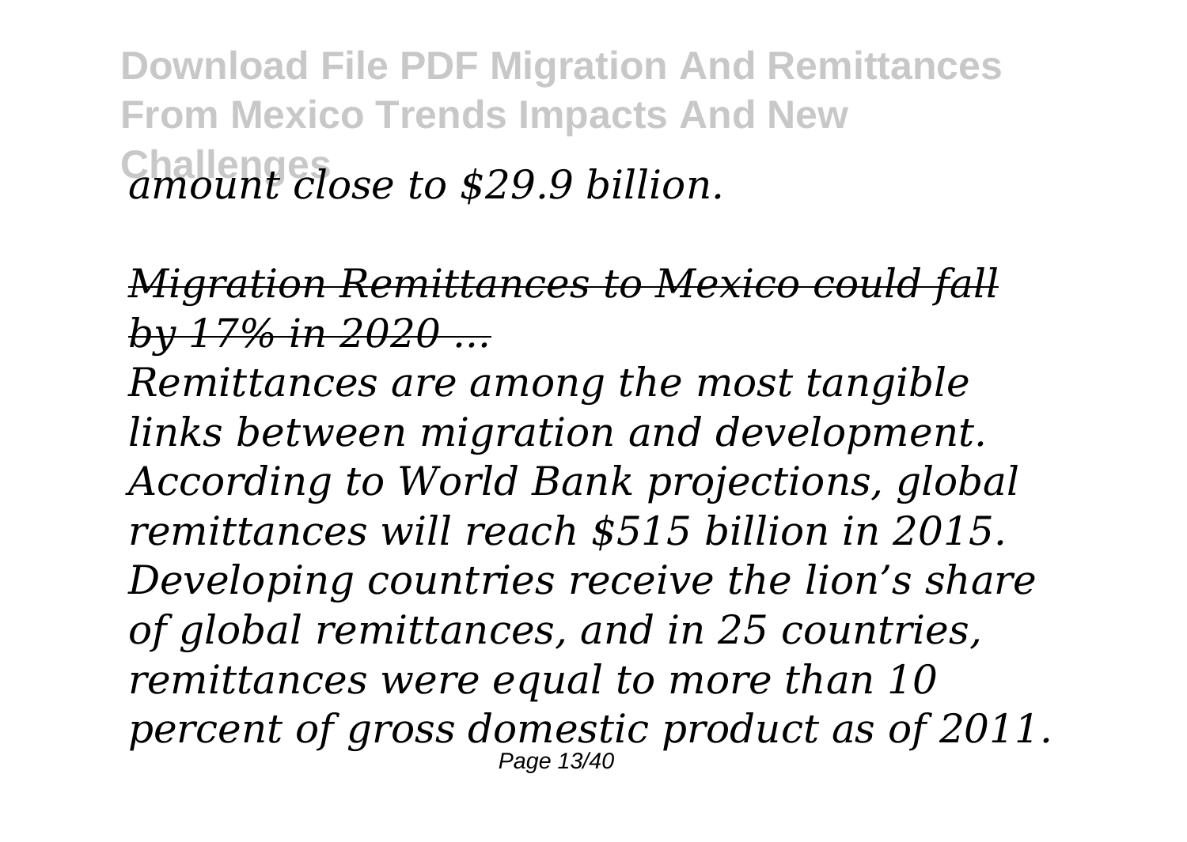*amount close to $29.9 billion.*

*Migration Remittances to Mexico could fall by 17% in 2020 ...*

*Remittances are among the most tangible links between migration and development. According to World Bank projections, global remittances will reach $515 billion in 2015. Developing countries receive the lion's share of global remittances, and in 25 countries, remittances were equal to more than 10 percent of gross domestic product as of 2011.*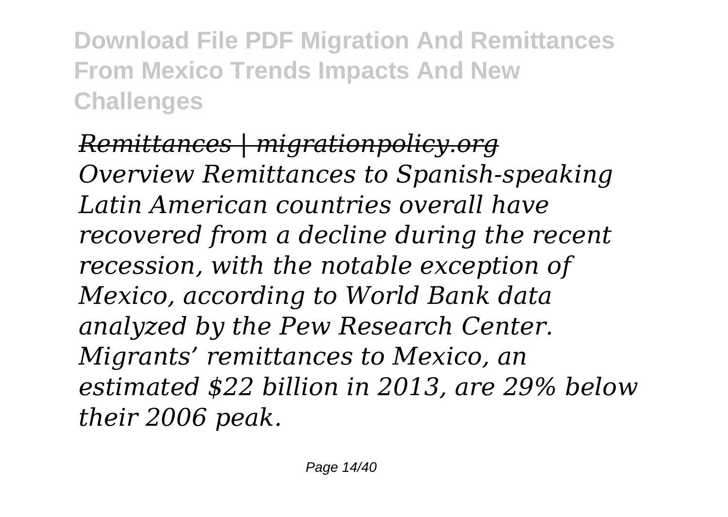*Remittances | migrationpolicy.org*

*Overview Remittances to Spanish-speaking Latin American countries overall have recovered from a decline during the recent recession, with the notable exception of Mexico, according to World Bank data analyzed by the Pew Research Center. Migrants' remittances to Mexico, an estimated $22 billion in 2013, are 29% below their 2006 peak.*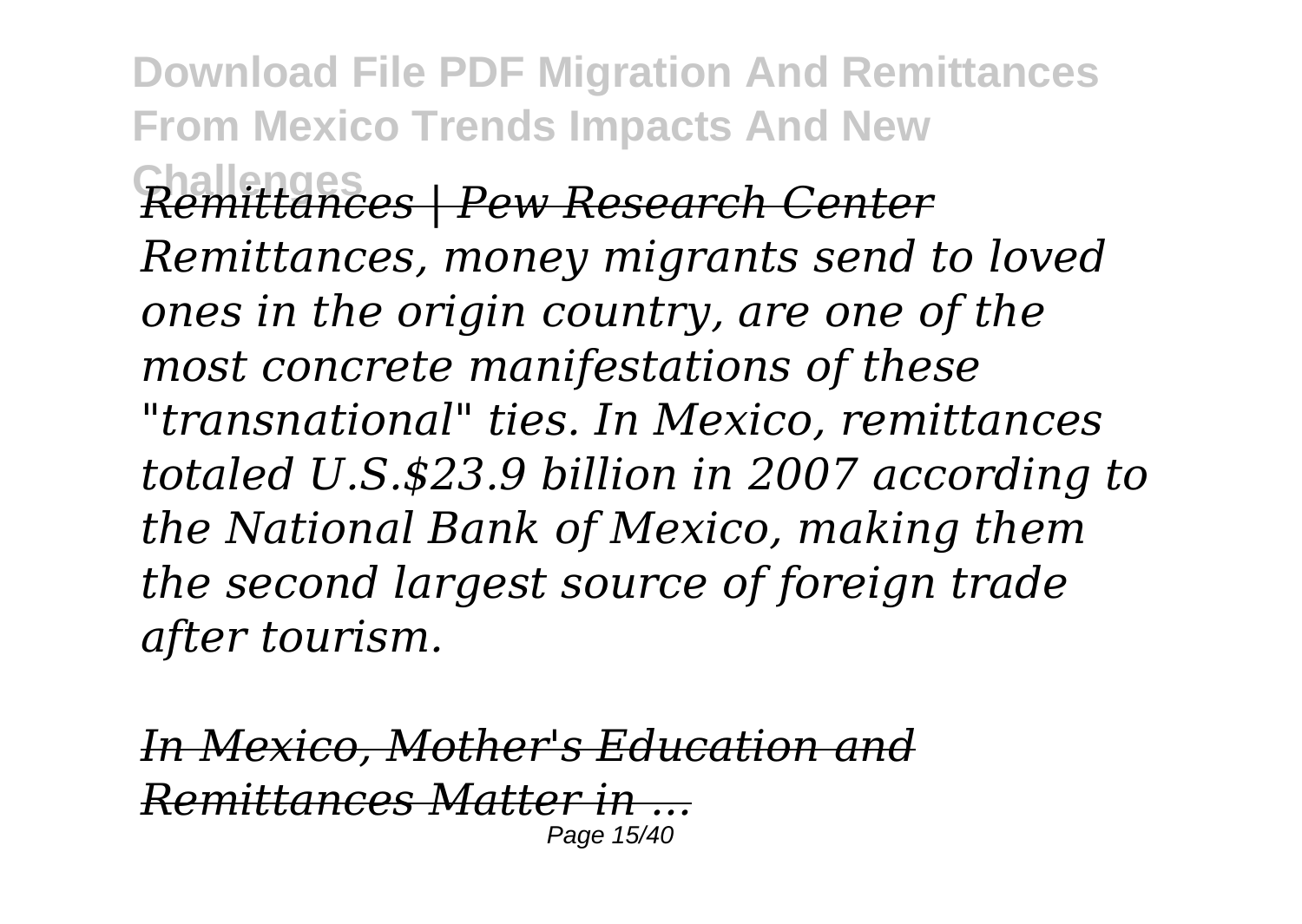*Remittances | Pew Research Center*

*Remittances, money migrants send to loved ones in the origin country, are one of the most concrete manifestations of these "transnational" ties. In Mexico, remittances totaled U.S.$23.9 billion in 2007 according to the National Bank of Mexico, making them the second largest source of foreign trade after tourism.*

*In Mexico, Mother's Education and Remittances Matter in ...*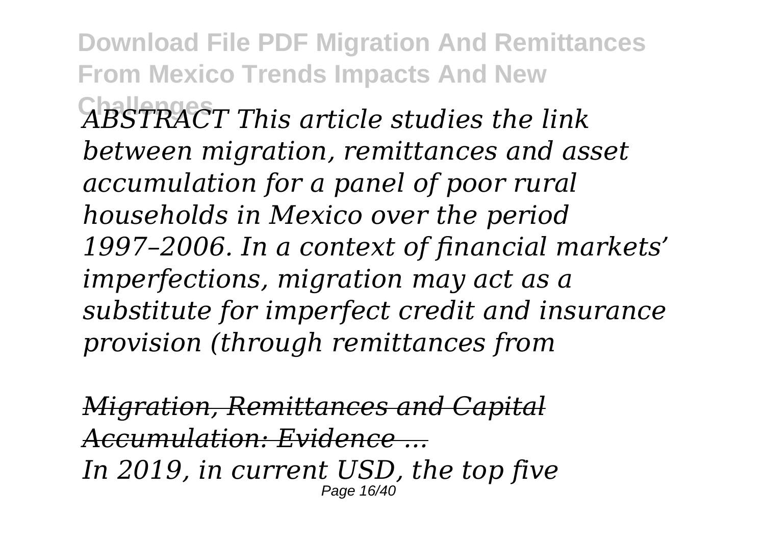*ABSTRACT This article studies the link between migration, remittances and asset accumulation for a panel of poor rural households in Mexico over the period 1997–2006. In a context of financial markets' imperfections, migration may act as a substitute for imperfect credit and insurance provision (through remittances from*

***Migration, Remittances and Capital Accumulation: Evidence ...***

*In 2019, in current USD, the top five*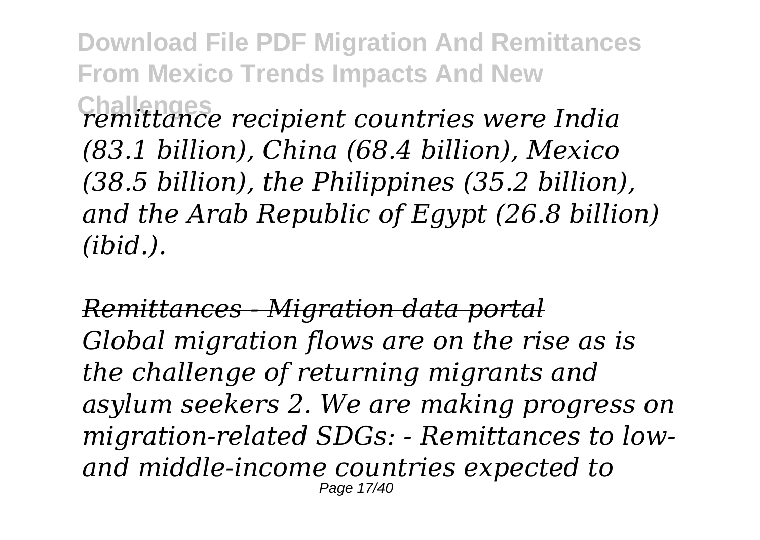*remittance recipient countries were India (83.1 billion), China (68.4 billion), Mexico (38.5 billion), the Philippines (35.2 billion), and the Arab Republic of Egypt (26.8 billion) (ibid.).*

*Remittances - Migration data portal*
*Global migration flows are on the rise as is the challenge of returning migrants and asylum seekers 2. We are making progress on migration-related SDGs: - Remittances to low- and middle-income countries expected to*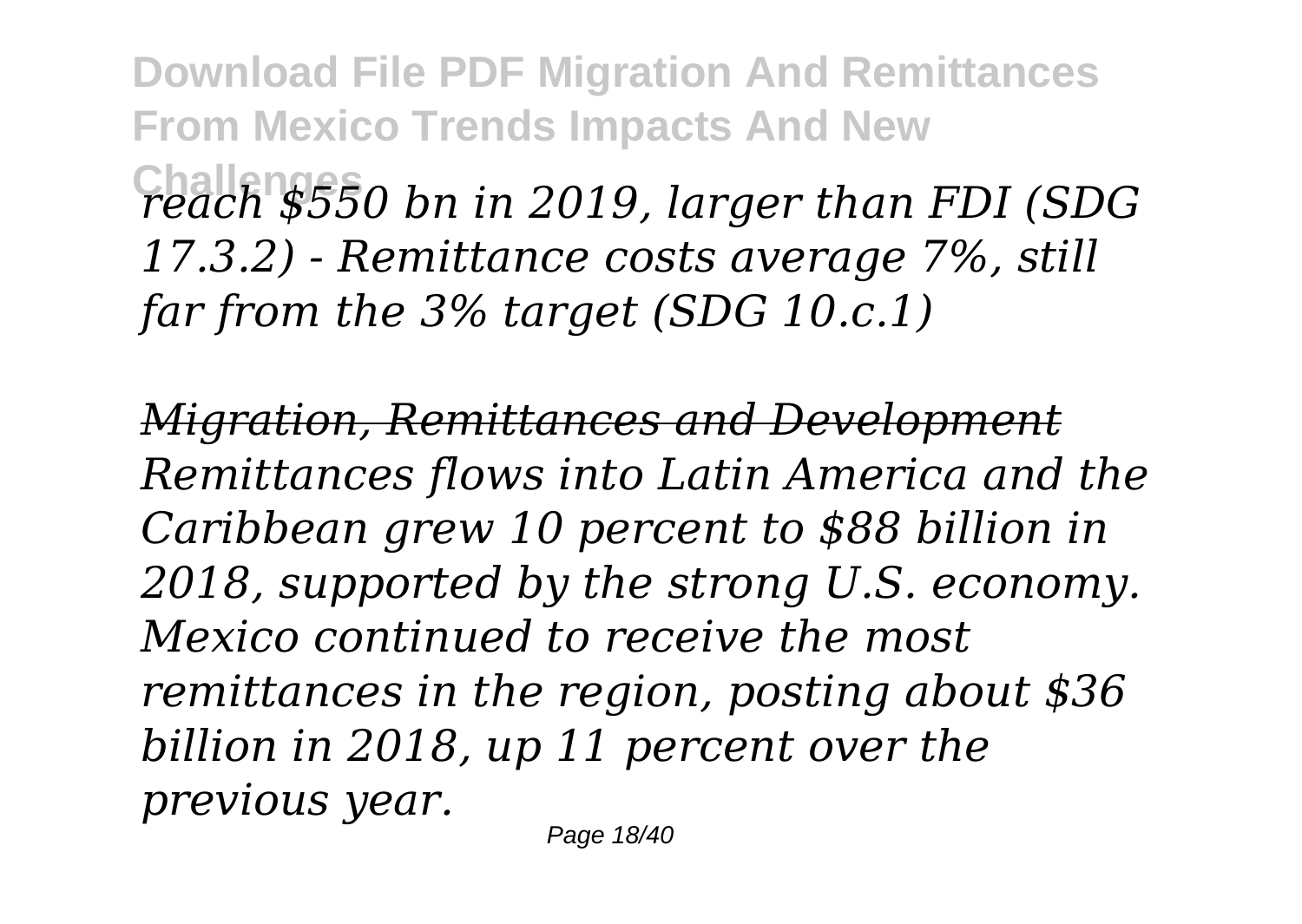*reach $550 bn in 2019, larger than FDI (SDG 17.3.2) - Remittance costs average 7%, still far from the 3% target (SDG 10.c.1)*

***Migration, Remittances and Development***

*Remittances flows into Latin America and the Caribbean grew 10 percent to $88 billion in 2018, supported by the strong U.S. economy. Mexico continued to receive the most remittances in the region, posting about $36 billion in 2018, up 11 percent over the previous year.*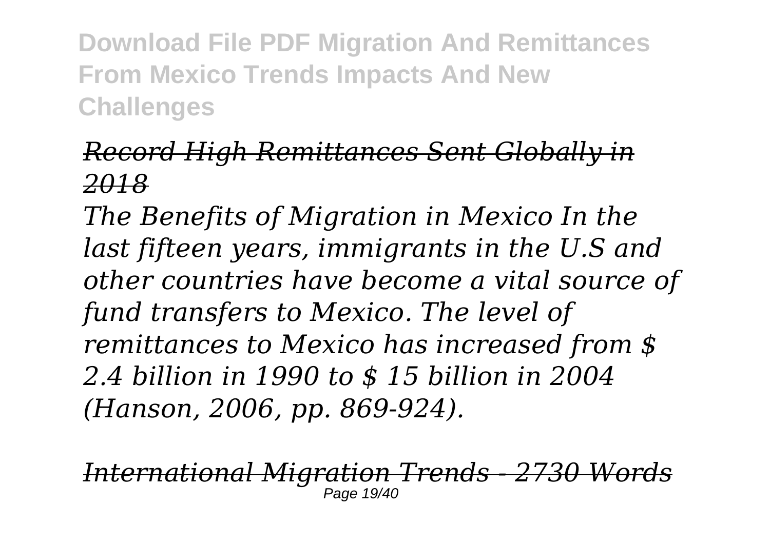*Record High Remittances Sent Globally in 2018*

*The Benefits of Migration in Mexico In the last fifteen years, immigrants in the U.S and other countries have become a vital source of fund transfers to Mexico. The level of remittances to Mexico has increased from $ 2.4 billion in 1990 to $ 15 billion in 2004 (Hanson, 2006, pp. 869-924).*

*International Migration Trends - 2730 Words*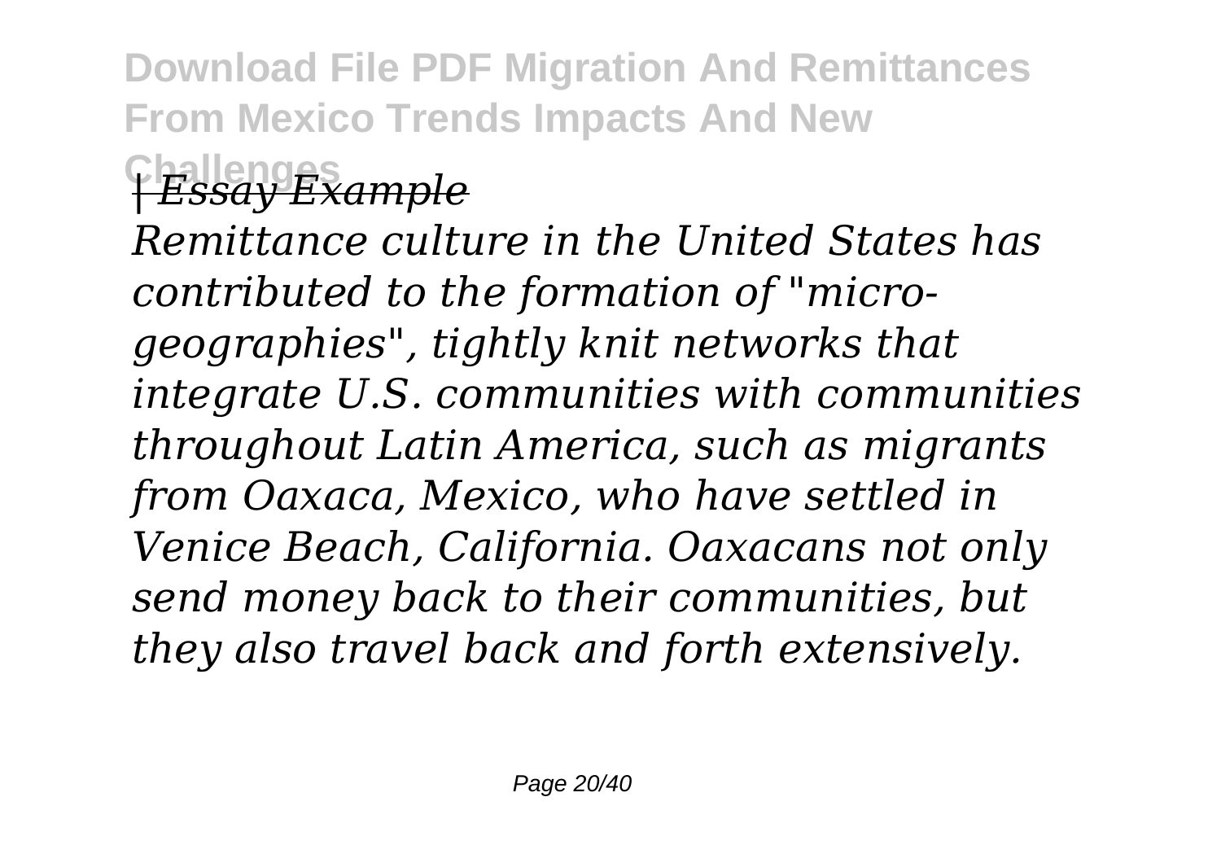*| Essay Example*

*Remittance culture in the United States has contributed to the formation of "micro-geographies", tightly knit networks that integrate U.S. communities with communities throughout Latin America, such as migrants from Oaxaca, Mexico, who have settled in Venice Beach, California. Oaxacans not only send money back to their communities, but they also travel back and forth extensively.*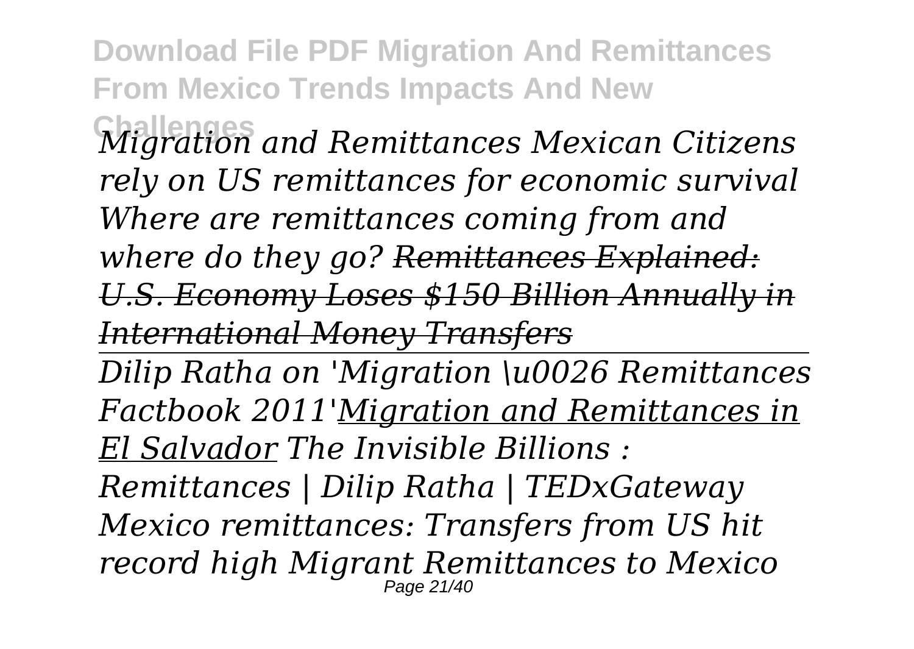*Migration and Remittances Mexican Citizens rely on US remittances for economic survival Where are remittances coming from and where do they go? ~~Remittances Explained: U.S. Economy Loses $150 Billion Annually in International Money Transfers~~*

*Dilip Ratha on 'Migration \u0026 Remittances Factbook 2011'Migration and Remittances in El Salvador The Invisible Billions : Remittances | Dilip Ratha | TEDxGateway Mexico remittances: Transfers from US hit record high Migrant Remittances to Mexico*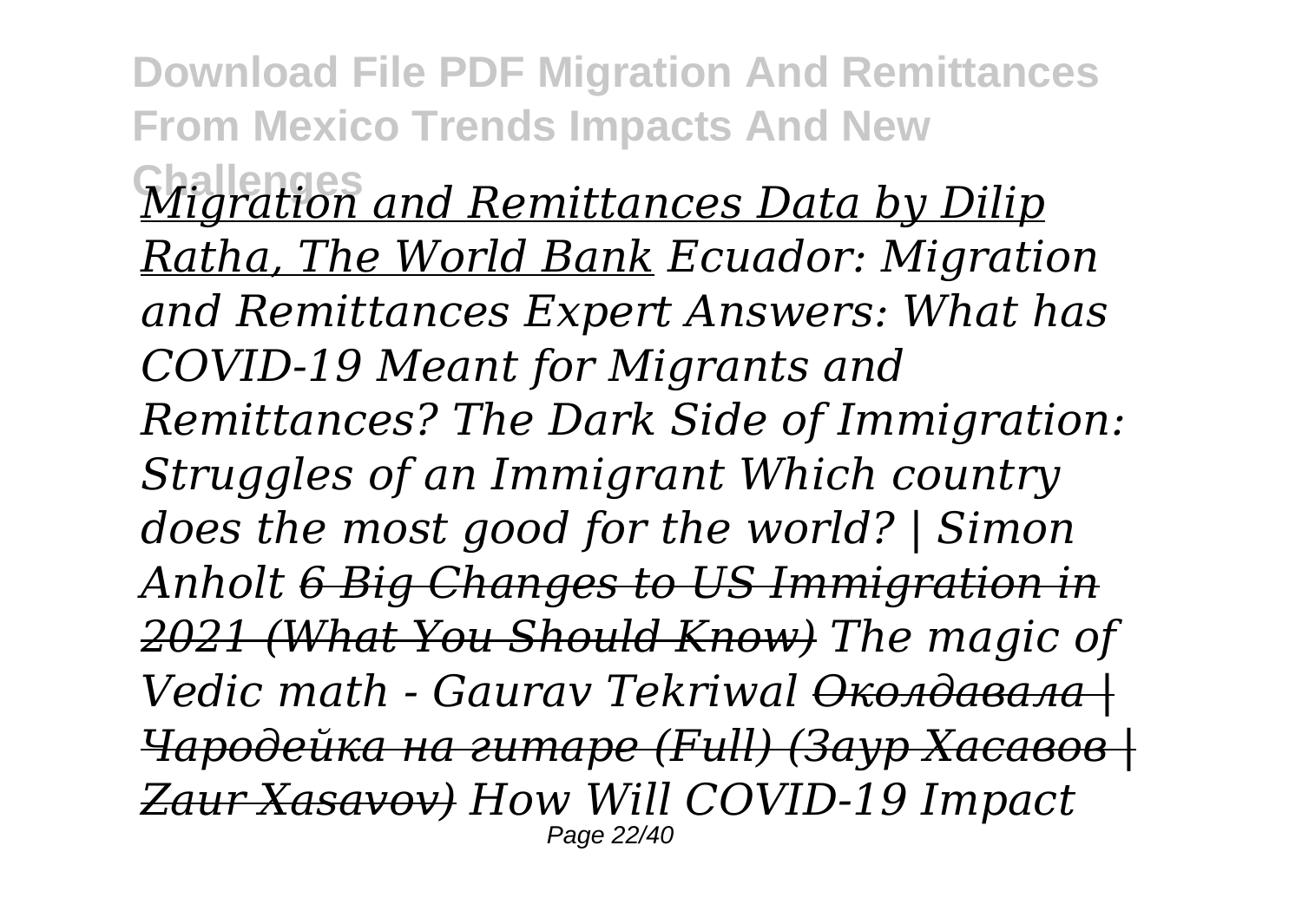*Migration and Remittances Data by Dilip Ratha, The World Bank Ecuador: Migration and Remittances Expert Answers: What has COVID-19 Meant for Migrants and Remittances? The Dark Side of Immigration: Struggles of an Immigrant Which country does the most good for the world? | Simon Anholt ~~6 Big Changes to US Immigration in 2021 (What You Should Know)~~ The magic of Vedic math - Gaurav Tekriwal ~~Околдавала | Чародейка на гитаре (Full) (Заур Хасавов | Zaur Xasavov)~~ How Will COVID-19 Impact*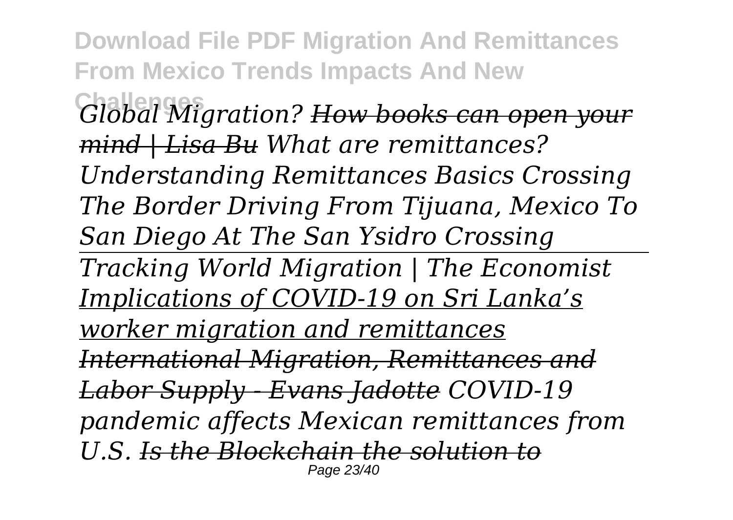*Global Migration? How books can open your mind | Lisa Bu What are remittances? Understanding Remittances Basics Crossing The Border Driving From Tijuana, Mexico To San Diego At The San Ysidro Crossing*

---

*Tracking World Migration | The Economist Implications of COVID-19 on Sri Lanka's worker migration and remittances International Migration, Remittances and Labor Supply - Evans Jadotte COVID-19 pandemic affects Mexican remittances from U.S. Is the Blockchain the solution to*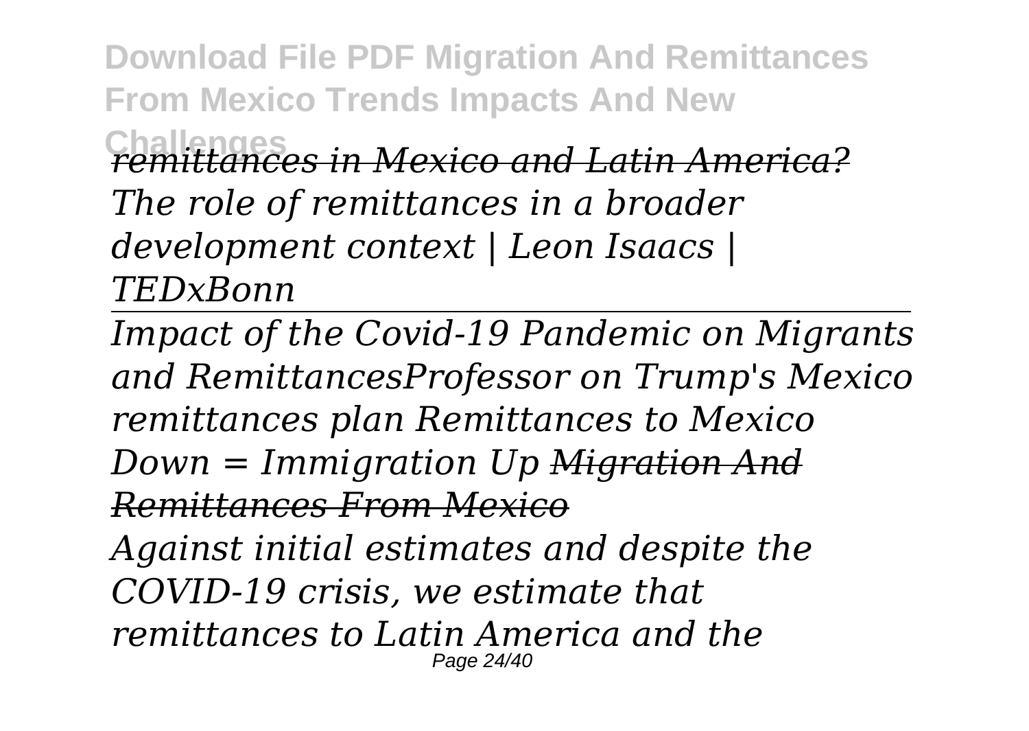*remittances in Mexico and Latin America?*
*The role of remittances in a broader development context | Leon Isaacs | TEDxBonn*

*Impact of the Covid-19 Pandemic on Migrants and RemittancesProfessor on Trump's Mexico remittances plan Remittances to Mexico Down = Immigration Up* ~~*Migration And Remittances From Mexico*~~

*Against initial estimates and despite the COVID-19 crisis, we estimate that remittances to Latin America and the*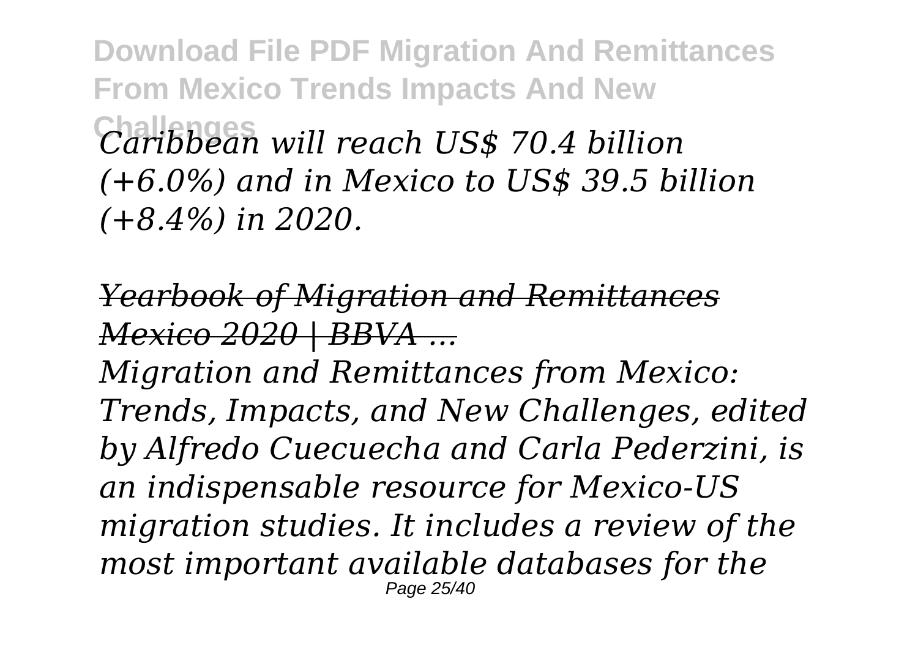*Caribbean will reach US$ 70.4 billion (+6.0%) and in Mexico to US$ 39.5 billion (+8.4%) in 2020.*

*Yearbook of Migration and Remittances Mexico 2020 | BBVA ...*

*Migration and Remittances from Mexico: Trends, Impacts, and New Challenges, edited by Alfredo Cuecuecha and Carla Pederzini, is an indispensable resource for Mexico-US migration studies. It includes a review of the most important available databases for the*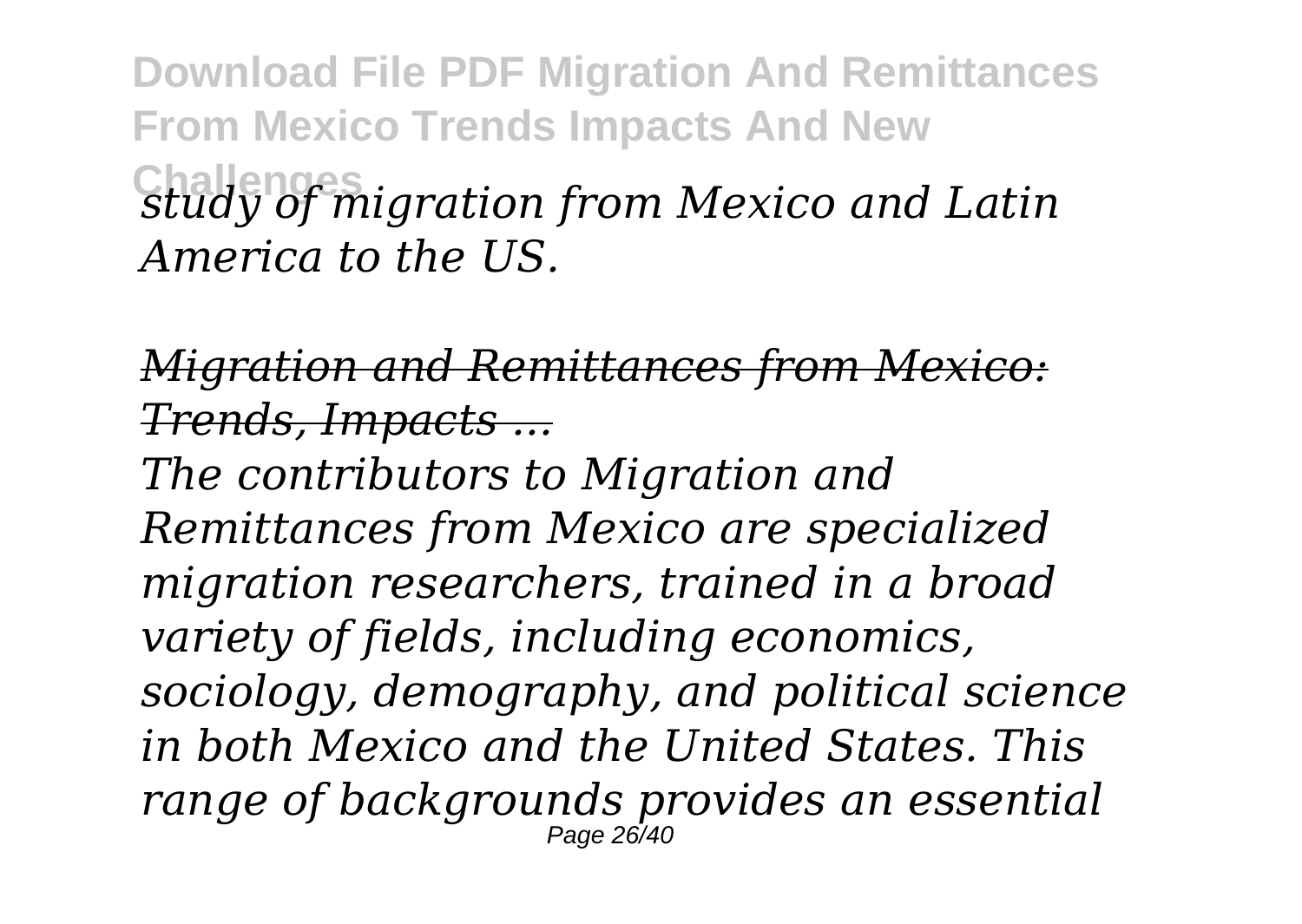*study of migration from Mexico and Latin America to the US.*

*~~Migration and Remittances from Mexico: Trends, Impacts ...~~*

*The contributors to Migration and Remittances from Mexico are specialized migration researchers, trained in a broad variety of fields, including economics, sociology, demography, and political science in both Mexico and the United States. This range of backgrounds provides an essential*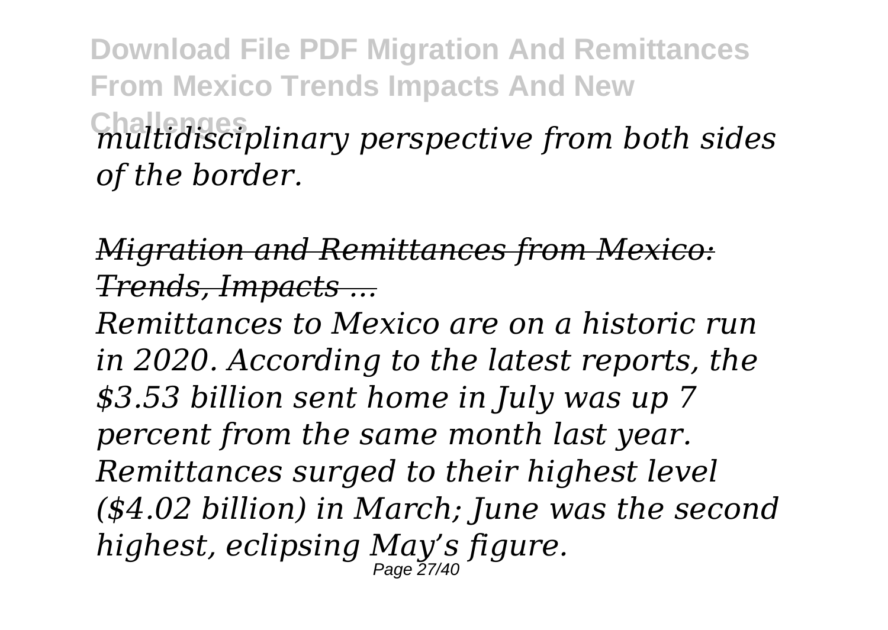*multidisciplinary perspective from both sides of the border.*

*Migration and Remittances from Mexico: Trends, Impacts ...*

*Remittances to Mexico are on a historic run in 2020. According to the latest reports, the $3.53 billion sent home in July was up 7 percent from the same month last year. Remittances surged to their highest level ($4.02 billion) in March; June was the second highest, eclipsing May's figure.*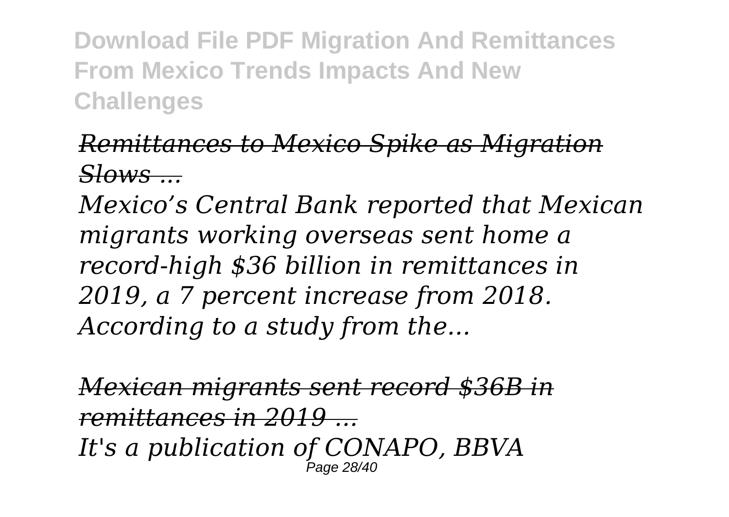*Remittances to Mexico Spike as Migration Slows ...*

*Mexico's Central Bank reported that Mexican migrants working overseas sent home a record-high $36 billion in remittances in 2019, a 7 percent increase from 2018. According to a study from the...*

*Mexican migrants sent record $36B in remittances in 2019 ...*

*It's a publication of CONAPO, BBVA*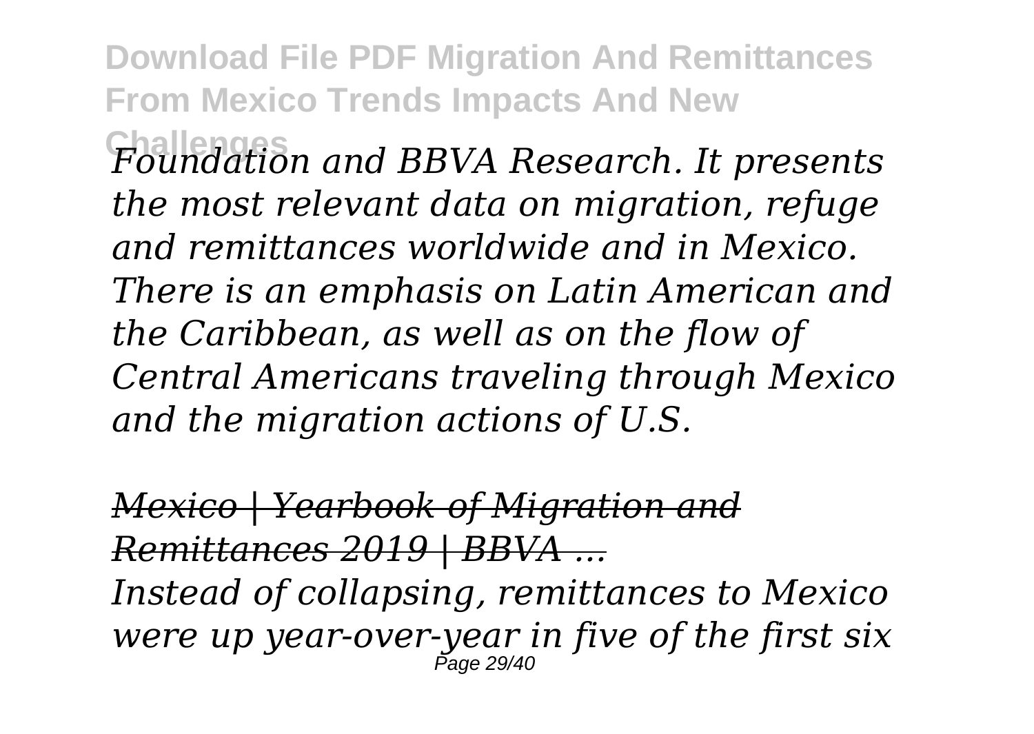*Foundation and BBVA Research. It presents the most relevant data on migration, refuge and remittances worldwide and in Mexico. There is an emphasis on Latin American and the Caribbean, as well as on the flow of Central Americans traveling through Mexico and the migration actions of U.S.*

*Mexico | Yearbook of Migration and Remittances 2019 | BBVA ...*

*Instead of collapsing, remittances to Mexico were up year-over-year in five of the first six*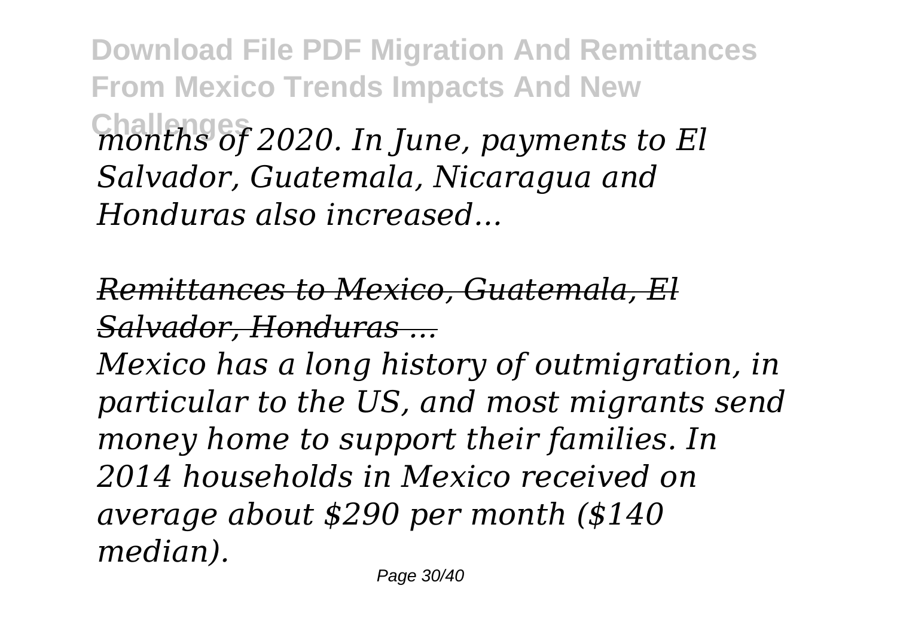*months of 2020. In June, payments to El Salvador, Guatemala, Nicaragua and Honduras also increased...*

*Remittances to Mexico, Guatemala, El Salvador, Honduras ...*

*Mexico has a long history of outmigration, in particular to the US, and most migrants send money home to support their families. In 2014 households in Mexico received on average about $290 per month ($140 median).*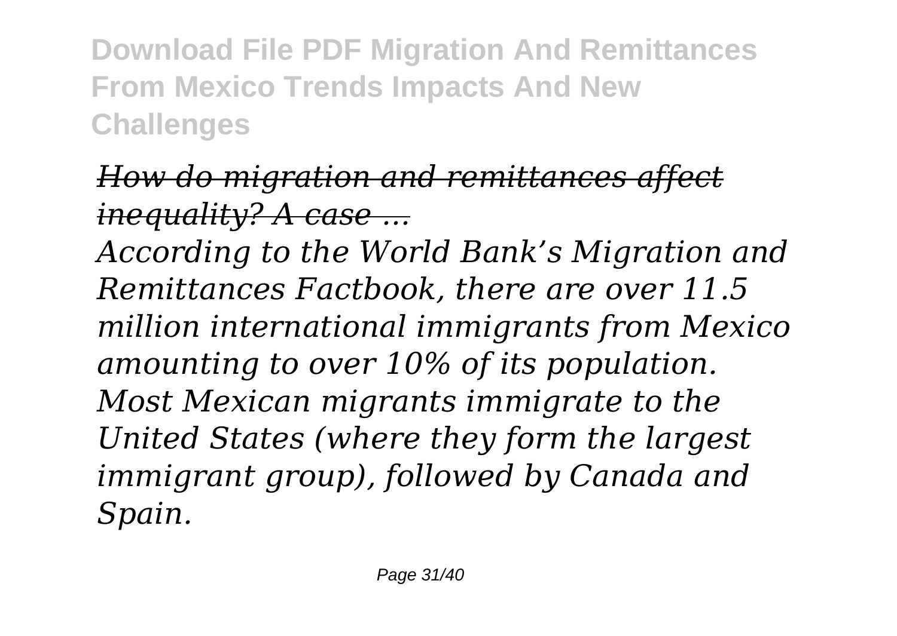## *How do migration and remittances affect inequality? A case ...*

*According to the World Bank's Migration and Remittances Factbook, there are over 11.5 million international immigrants from Mexico amounting to over 10% of its population. Most Mexican migrants immigrate to the United States (where they form the largest immigrant group), followed by Canada and Spain.*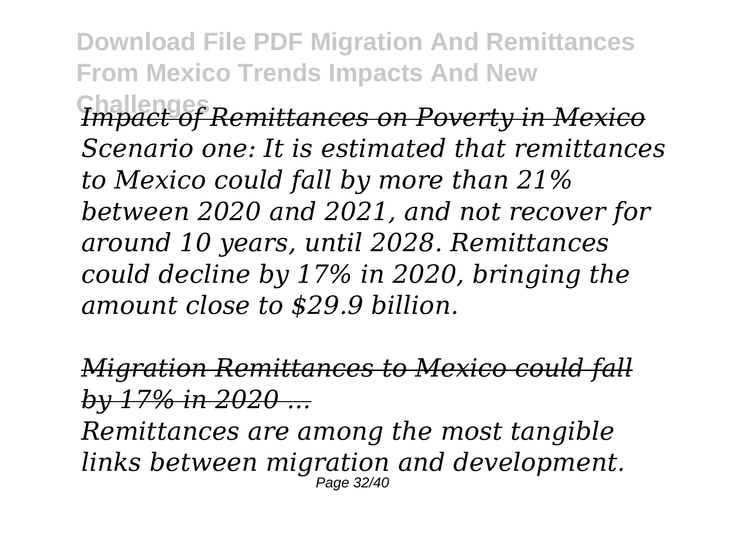*Impact of Remittances on Poverty in Mexico*
*Scenario one: It is estimated that remittances to Mexico could fall by more than 21% between 2020 and 2021, and not recover for around 10 years, until 2028. Remittances could decline by 17% in 2020, bringing the amount close to $29.9 billion.*

*Migration Remittances to Mexico could fall by 17% in 2020 ...*

*Remittances are among the most tangible links between migration and development.*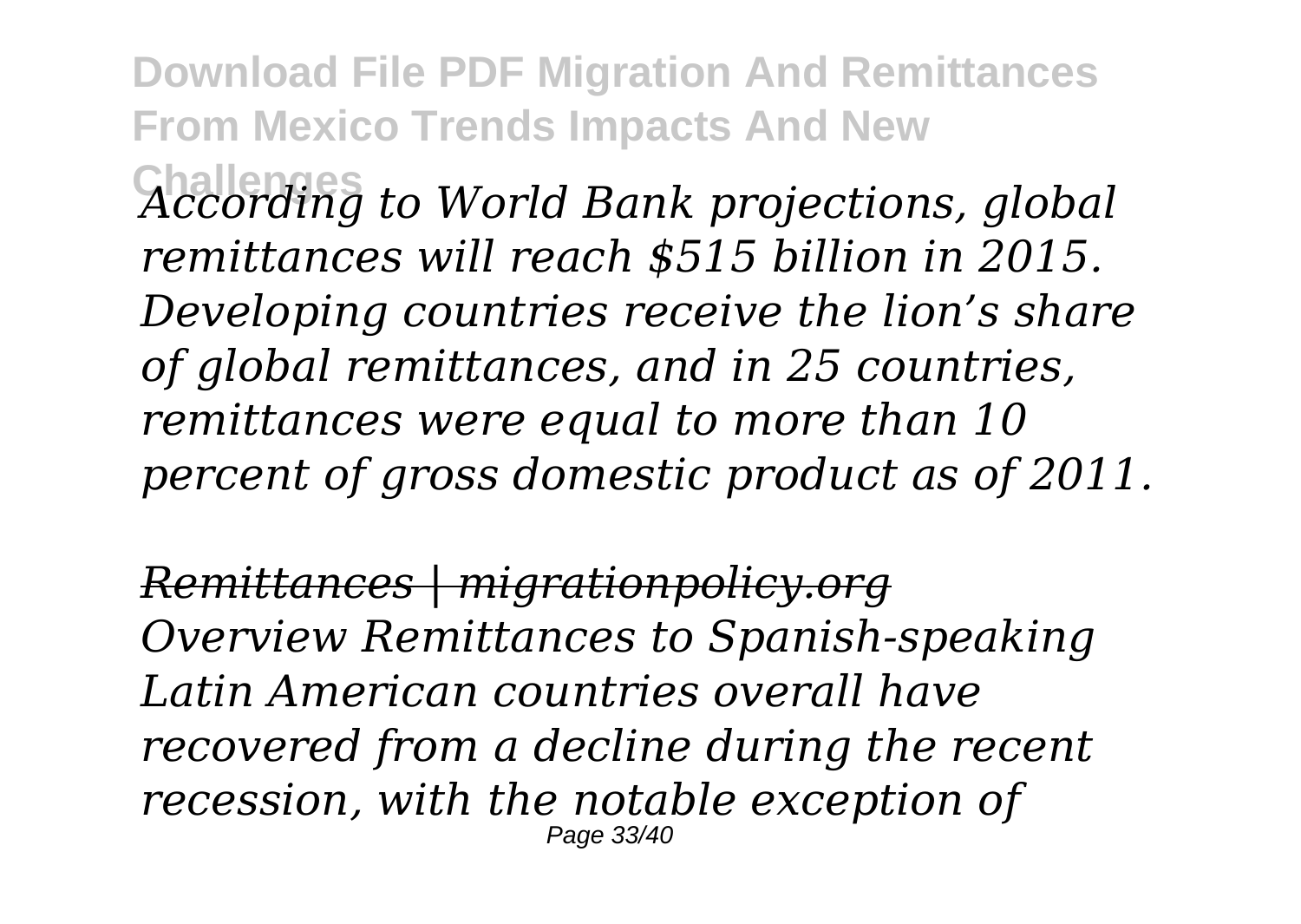*According to World Bank projections, global remittances will reach $515 billion in 2015. Developing countries receive the lion's share of global remittances, and in 25 countries, remittances were equal to more than 10 percent of gross domestic product as of 2011.*

*Remittances | migrationpolicy.org*

*Overview Remittances to Spanish-speaking Latin American countries overall have recovered from a decline during the recent recession, with the notable exception of*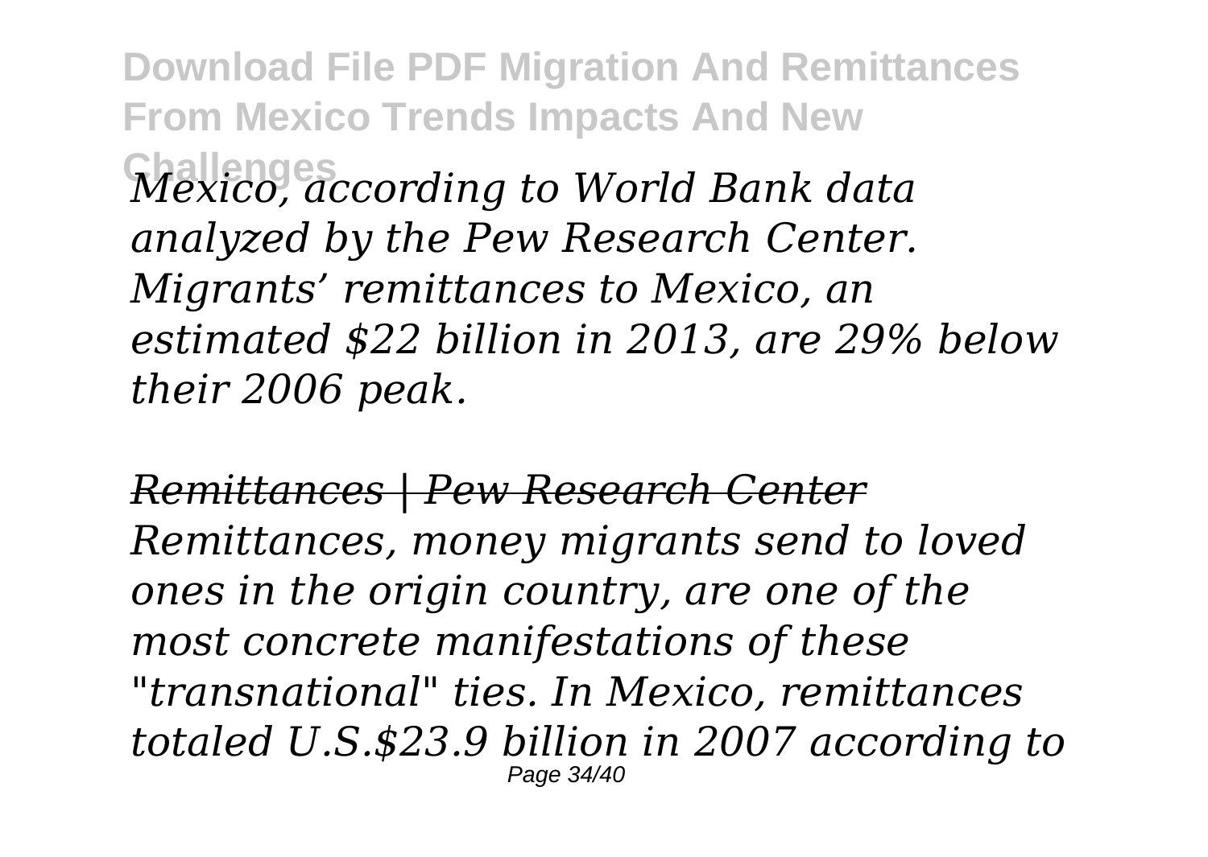*Mexico, according to World Bank data analyzed by the Pew Research Center. Migrants' remittances to Mexico, an estimated $22 billion in 2013, are 29% below their 2006 peak.*

*Remittances | Pew Research Center*

*Remittances, money migrants send to loved ones in the origin country, are one of the most concrete manifestations of these "transnational" ties. In Mexico, remittances totaled U.S.$23.9 billion in 2007 according to*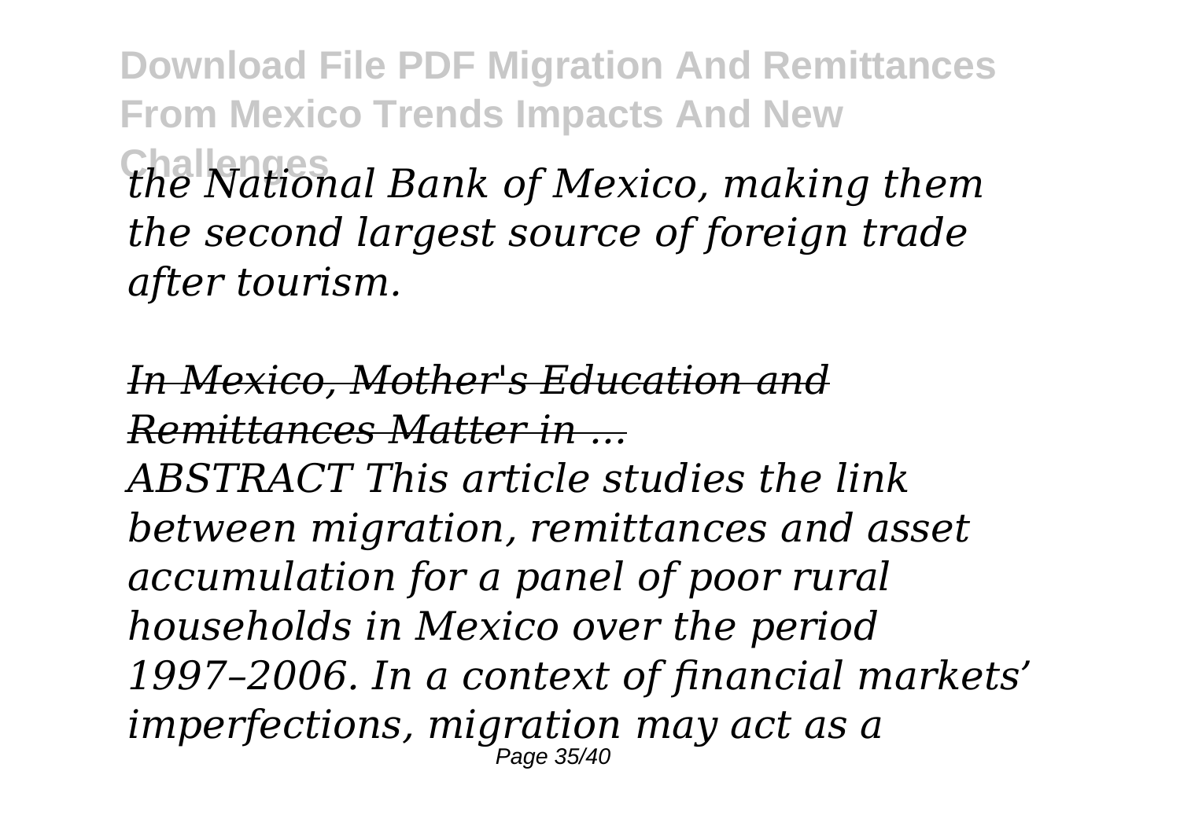*the National Bank of Mexico, making them the second largest source of foreign trade after tourism.*

*In Mexico, Mother's Education and Remittances Matter in ...*

*ABSTRACT This article studies the link between migration, remittances and asset accumulation for a panel of poor rural households in Mexico over the period 1997–2006. In a context of financial markets' imperfections, migration may act as a*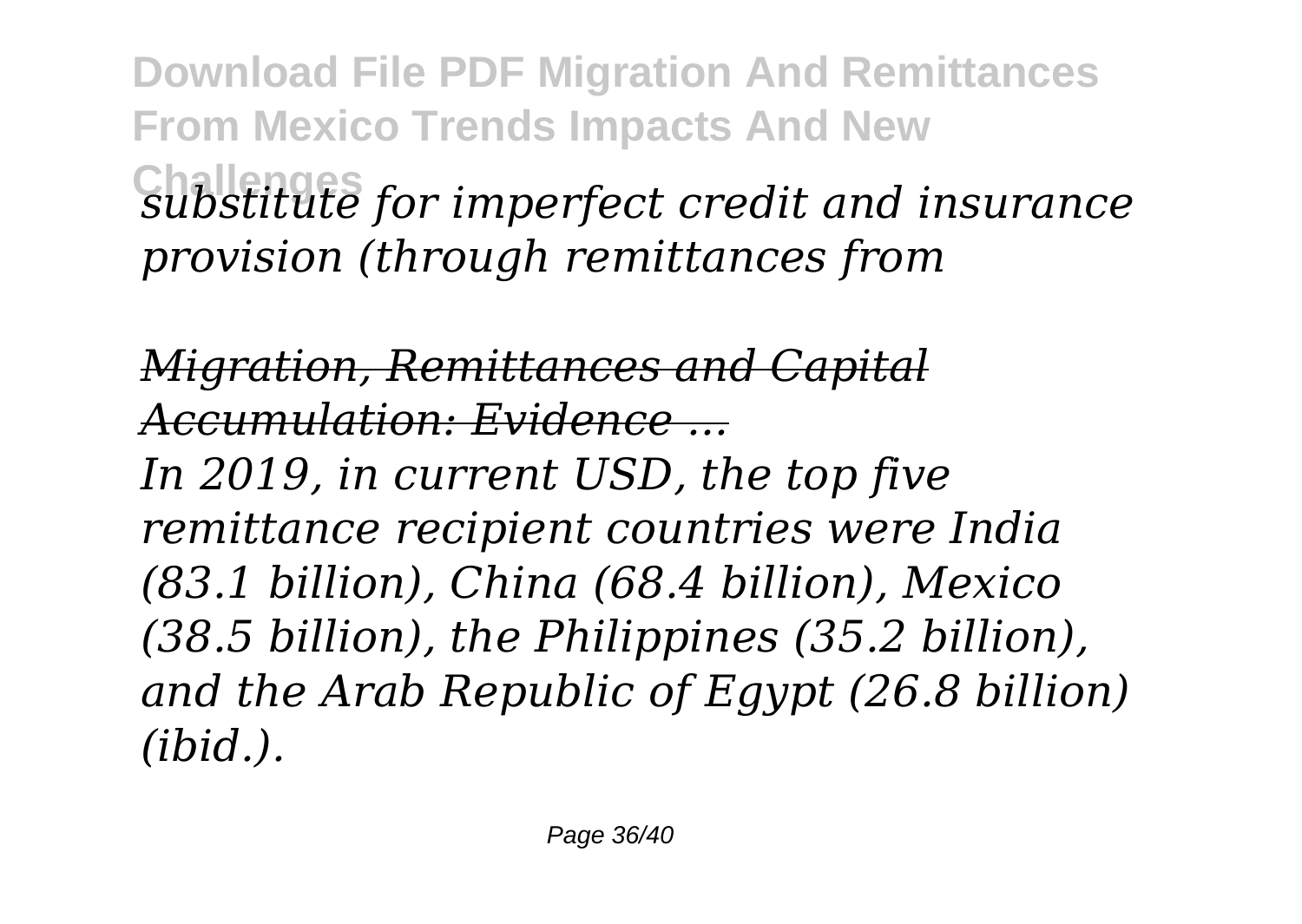*substitute for imperfect credit and insurance provision (through remittances from*

*Migration, Remittances and Capital Accumulation: Evidence ...*

*In 2019, in current USD, the top five remittance recipient countries were India (83.1 billion), China (68.4 billion), Mexico (38.5 billion), the Philippines (35.2 billion), and the Arab Republic of Egypt (26.8 billion) (ibid.).*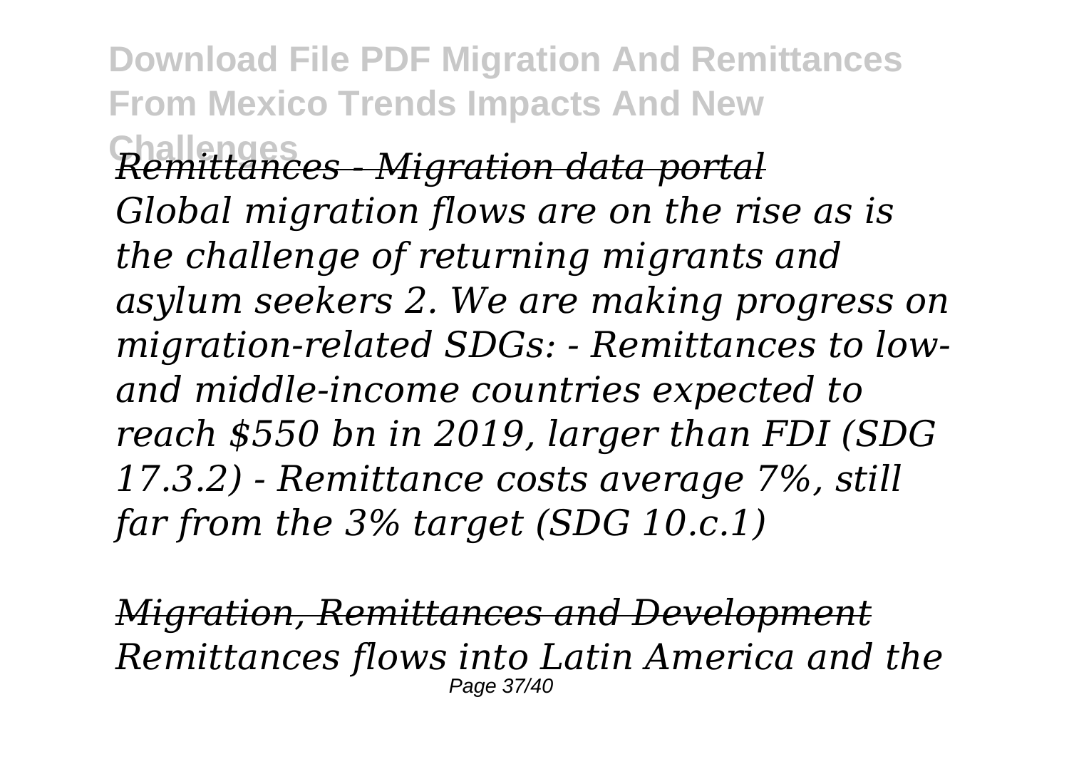*Remittances - Migration data portal*

*Global migration flows are on the rise as is the challenge of returning migrants and asylum seekers 2. We are making progress on migration-related SDGs: - Remittances to low- and middle-income countries expected to reach $550 bn in 2019, larger than FDI (SDG 17.3.2) - Remittance costs average 7%, still far from the 3% target (SDG 10.c.1)*

*Migration, Remittances and Development*

*Remittances flows into Latin America and the*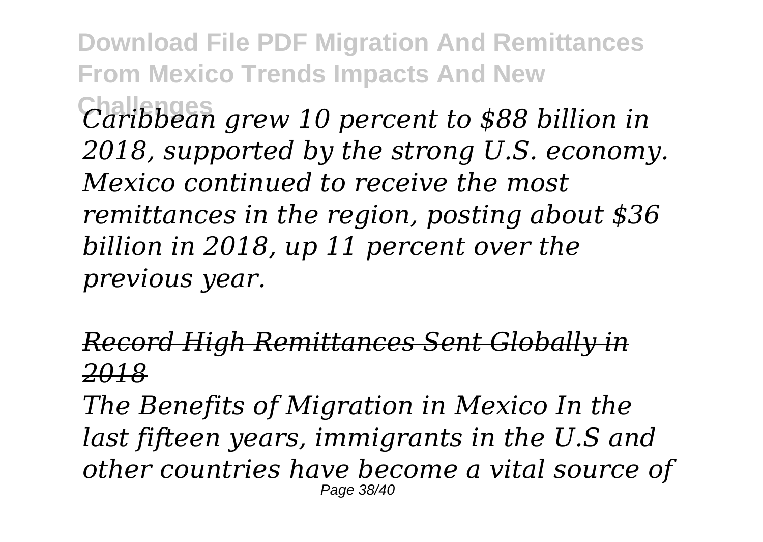*Caribbean grew 10 percent to $88 billion in 2018, supported by the strong U.S. economy. Mexico continued to receive the most remittances in the region, posting about $36 billion in 2018, up 11 percent over the previous year.*

*Record High Remittances Sent Globally in 2018*

*The Benefits of Migration in Mexico In the last fifteen years, immigrants in the U.S and other countries have become a vital source of*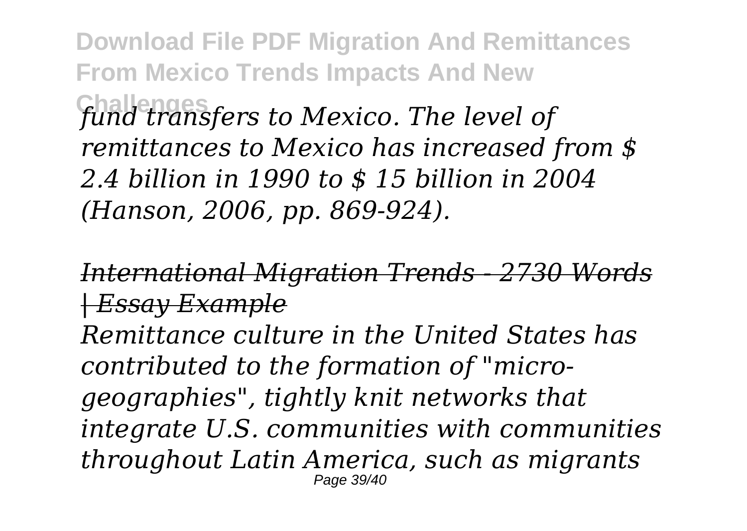*fund transfers to Mexico. The level of remittances to Mexico has increased from $ 2.4 billion in 1990 to $ 15 billion in 2004 (Hanson, 2006, pp. 869-924).*

*International Migration Trends - 2730 Words | Essay Example*

*Remittance culture in the United States has contributed to the formation of "micro-geographies", tightly knit networks that integrate U.S. communities with communities throughout Latin America, such as migrants*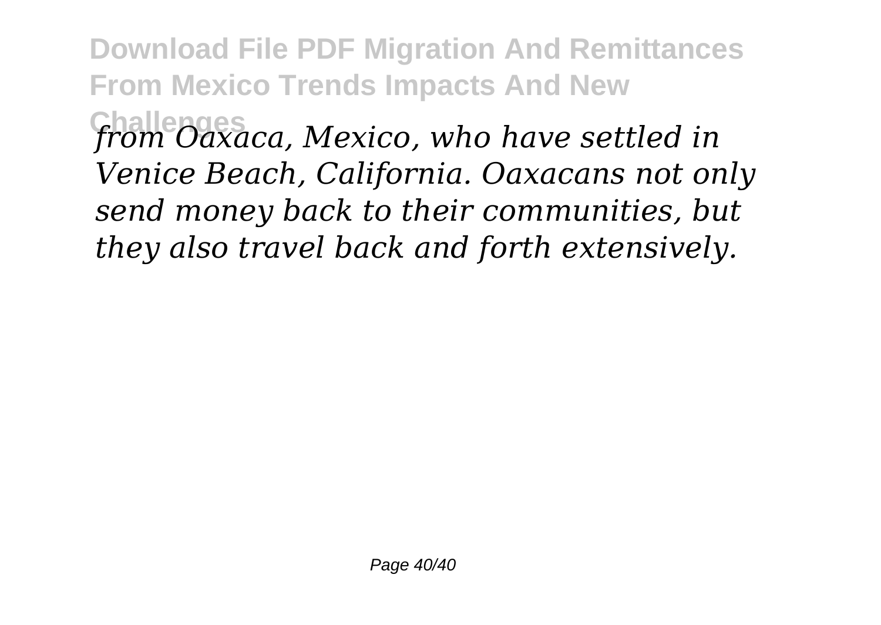*from Oaxaca, Mexico, who have settled in Venice Beach, California. Oaxacans not only send money back to their communities, but they also travel back and forth extensively.*